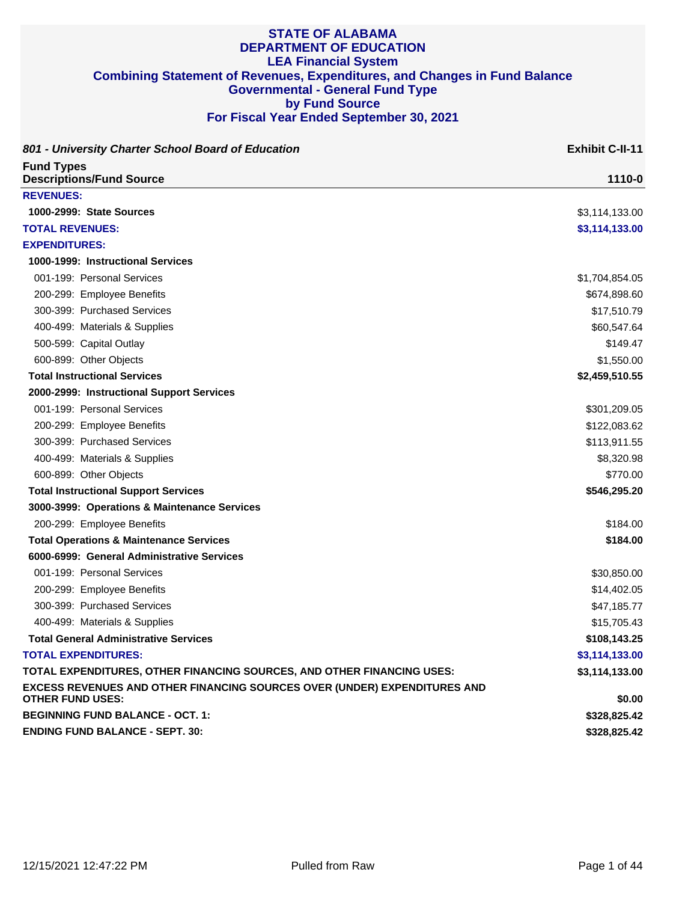# STATE OF ALABAMA
## DEPARTMENT OF EDUCATION
## LEA Financial System
## Combining Statement of Revenues, Expenditures, and Changes in Fund Balance
## Governmental - General Fund Type
## by Fund Source
## For Fiscal Year Ended September 30, 2021

***801 - University Charter School Board of Education*** **Exhibit C-II-11**

| Fund Types<br>Descriptions/Fund Source | 1110-0 |
|---|---|
| **REVENUES:** | |
| **1000-2999: State Sources** | $3,114,133.00 |
| **TOTAL REVENUES:** | **$3,114,133.00** |
| **EXPENDITURES:** | |
| **1000-1999: Instructional Services** | |
| 001-199: Personal Services | $1,704,854.05 |
| 200-299: Employee Benefits | $674,898.60 |
| 300-399: Purchased Services | $17,510.79 |
| 400-499: Materials & Supplies | $60,547.64 |
| 500-599: Capital Outlay | $149.47 |
| 600-899: Other Objects | $1,550.00 |
| **Total Instructional Services** | **$2,459,510.55** |
| **2000-2999: Instructional Support Services** | |
| 001-199: Personal Services | $301,209.05 |
| 200-299: Employee Benefits | $122,083.62 |
| 300-399: Purchased Services | $113,911.55 |
| 400-499: Materials & Supplies | $8,320.98 |
| 600-899: Other Objects | $770.00 |
| **Total Instructional Support Services** | **$546,295.20** |
| **3000-3999: Operations & Maintenance Services** | |
| 200-299: Employee Benefits | $184.00 |
| **Total Operations & Maintenance Services** | **$184.00** |
| **6000-6999: General Administrative Services** | |
| 001-199: Personal Services | $30,850.00 |
| 200-299: Employee Benefits | $14,402.05 |
| 300-399: Purchased Services | $47,185.77 |
| 400-499: Materials & Supplies | $15,705.43 |
| **Total General Administrative Services** | **$108,143.25** |
| **TOTAL EXPENDITURES:** | **$3,114,133.00** |
| **TOTAL EXPENDITURES, OTHER FINANCING SOURCES, AND OTHER FINANCING USES:** | **$3,114,133.00** |
| **EXCESS REVENUES AND OTHER FINANCING SOURCES OVER (UNDER) EXPENDITURES AND OTHER FUND USES:** | **$0.00** |
| **BEGINNING FUND BALANCE - OCT. 1:** | **$328,825.42** |
| **ENDING FUND BALANCE - SEPT. 30:** | **$328,825.42** |

12/15/2021 12:47:22 PM Pulled from Raw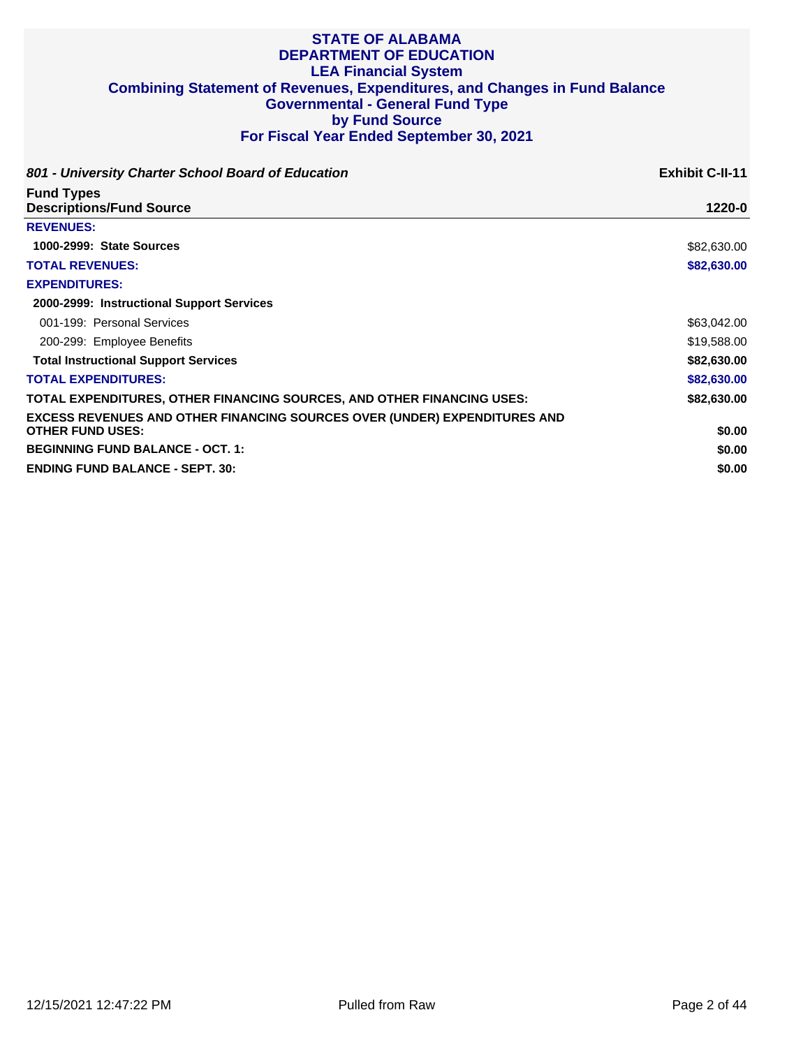# STATE OF ALABAMA
# DEPARTMENT OF EDUCATION
## LEA Financial System
## Combining Statement of Revenues, Expenditures, and Changes in Fund Balance
## Governmental - General Fund Type
## by Fund Source
## For Fiscal Year Ended September 30, 2021

***801 - University Charter School Board of Education*** **Exhibit C-II-11**

| **Fund Types**<br>**Descriptions/Fund Source** | **1220-0** |
|---|---|
| **REVENUES:** | |
| **1000-2999: State Sources** | $82,630.00 |
| **TOTAL REVENUES:** | **$82,630.00** |
| **EXPENDITURES:** | |
| **2000-2999: Instructional Support Services** | |
| 001-199: Personal Services | $63,042.00 |
| 200-299: Employee Benefits | $19,588.00 |
| **Total Instructional Support Services** | **$82,630.00** |
| **TOTAL EXPENDITURES:** | **$82,630.00** |
| **TOTAL EXPENDITURES, OTHER FINANCING SOURCES, AND OTHER FINANCING USES:** | **$82,630.00** |
| **EXCESS REVENUES AND OTHER FINANCING SOURCES OVER (UNDER) EXPENDITURES AND OTHER FUND USES:** | **$0.00** |
| **BEGINNING FUND BALANCE - OCT. 1:** | **$0.00** |
| **ENDING FUND BALANCE - SEPT. 30:** | **$0.00** |

12/15/2021 12:47:22 PM Pulled from Raw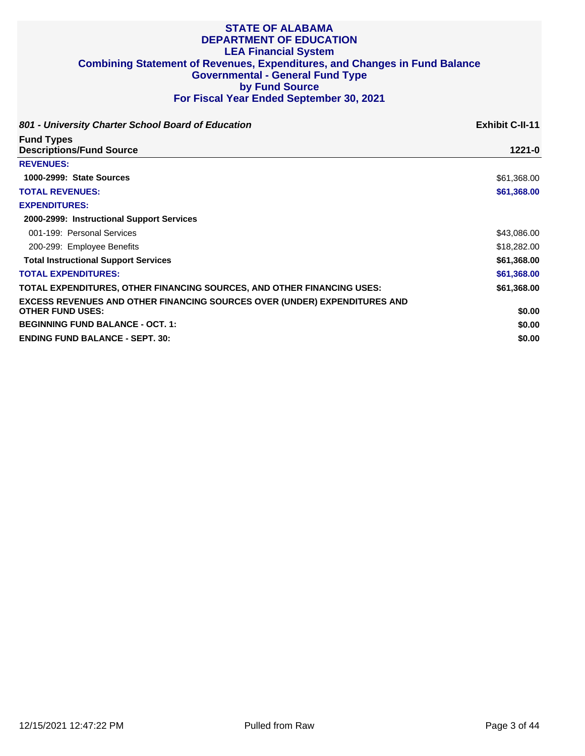# STATE OF ALABAMA
# DEPARTMENT OF EDUCATION
## LEA Financial System
## Combining Statement of Revenues, Expenditures, and Changes in Fund Balance
## Governmental - General Fund Type
## by Fund Source
## For Fiscal Year Ended September 30, 2021

***801 - University Charter School Board of Education*** | **Exhibit C-II-11**

| **Fund Types**<br>**Descriptions/Fund Source** | **1221-0** |
|---|---|
| **REVENUES:** | |
| **1000-2999: State Sources** | $61,368.00 |
| **TOTAL REVENUES:** | **$61,368.00** |
| **EXPENDITURES:** | |
| **2000-2999: Instructional Support Services** | |
| 001-199: Personal Services | $43,086.00 |
| 200-299: Employee Benefits | $18,282.00 |
| **Total Instructional Support Services** | **$61,368.00** |
| **TOTAL EXPENDITURES:** | **$61,368.00** |
| **TOTAL EXPENDITURES, OTHER FINANCING SOURCES, AND OTHER FINANCING USES:** | **$61,368.00** |
| **EXCESS REVENUES AND OTHER FINANCING SOURCES OVER (UNDER) EXPENDITURES AND OTHER FUND USES:** | **$0.00** |
| **BEGINNING FUND BALANCE - OCT. 1:** | **$0.00** |
| **ENDING FUND BALANCE - SEPT. 30:** | **$0.00** |

12/15/2021 12:47:22 PM — Pulled from Raw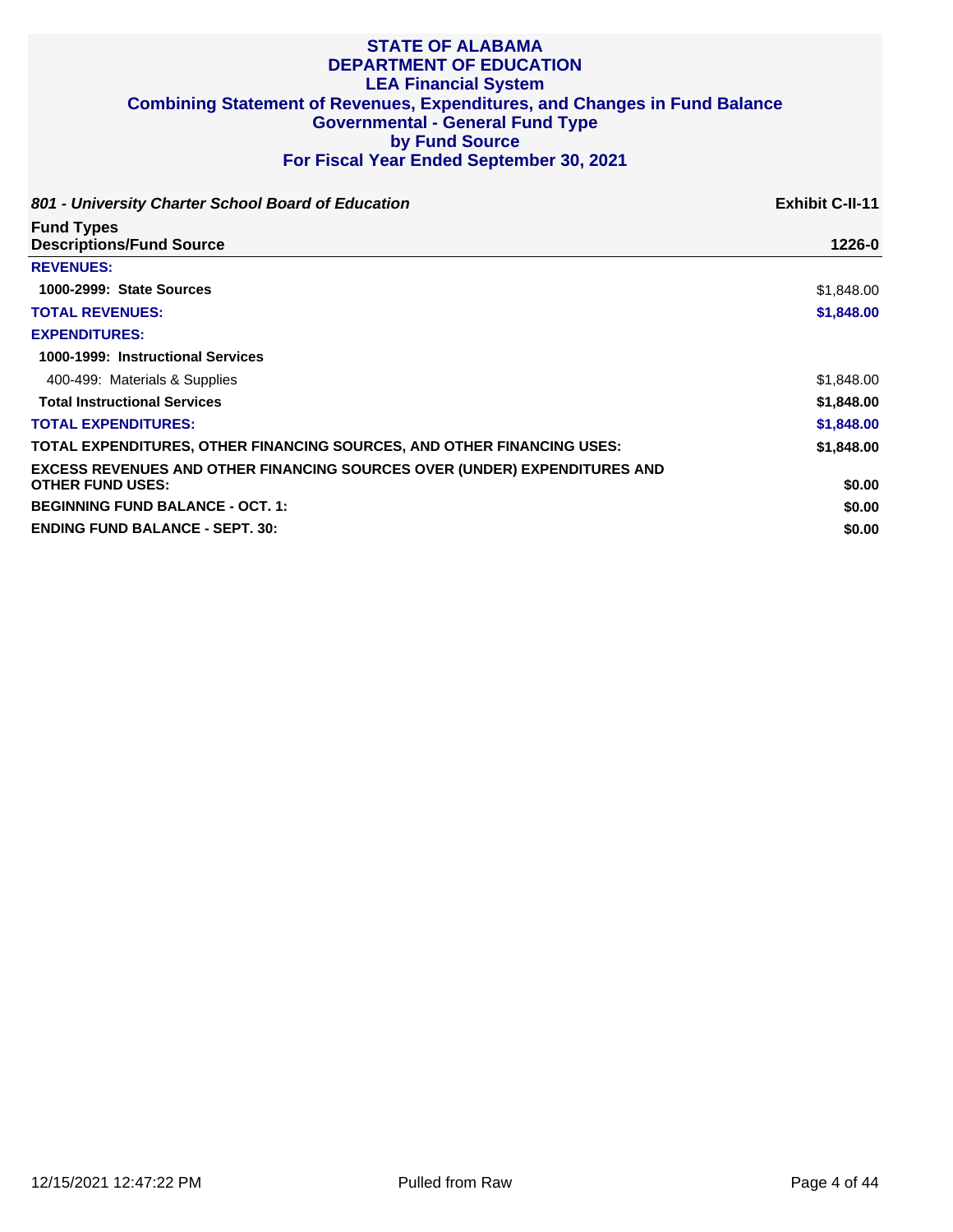# STATE OF ALABAMA
# DEPARTMENT OF EDUCATION
## LEA Financial System
## Combining Statement of Revenues, Expenditures, and Changes in Fund Balance
## Governmental - General Fund Type
## by Fund Source
## For Fiscal Year Ended September 30, 2021

***801 - University Charter School Board of Education*** **Exhibit C-II-11**

| **Fund Types**<br>**Descriptions/Fund Source** | **1226-0** |
|---|---|
| **REVENUES:** | |
| **1000-2999: State Sources** | $1,848.00 |
| **TOTAL REVENUES:** | **$1,848.00** |
| **EXPENDITURES:** | |
| **1000-1999: Instructional Services** | |
| 400-499: Materials & Supplies | $1,848.00 |
| **Total Instructional Services** | **$1,848.00** |
| **TOTAL EXPENDITURES:** | **$1,848.00** |
| **TOTAL EXPENDITURES, OTHER FINANCING SOURCES, AND OTHER FINANCING USES:** | **$1,848.00** |
| **EXCESS REVENUES AND OTHER FINANCING SOURCES OVER (UNDER) EXPENDITURES AND OTHER FUND USES:** | **$0.00** |
| **BEGINNING FUND BALANCE - OCT. 1:** | **$0.00** |
| **ENDING FUND BALANCE - SEPT. 30:** | **$0.00** |

12/15/2021 12:47:22 PM Pulled from Raw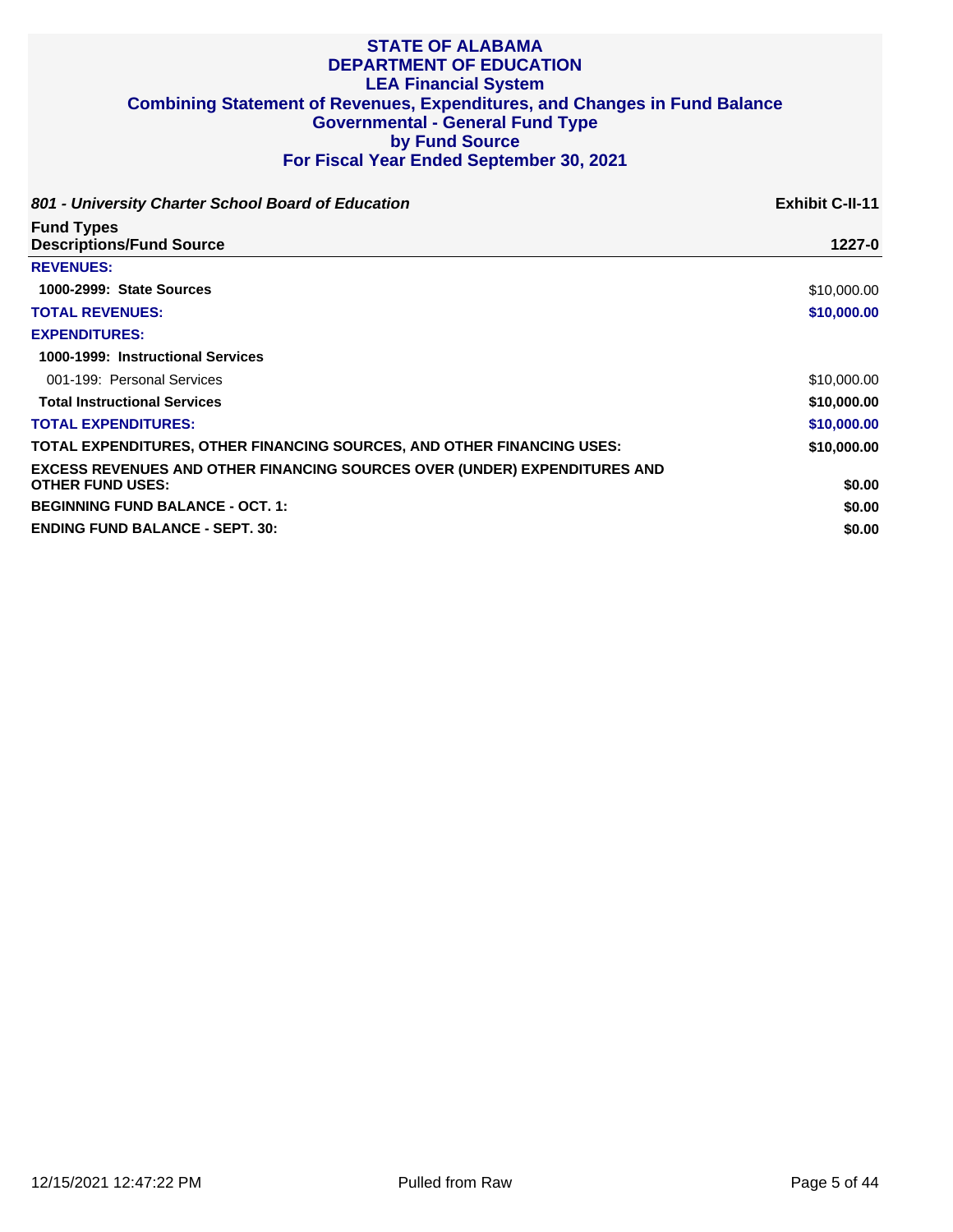# STATE OF ALABAMA
## DEPARTMENT OF EDUCATION
## LEA Financial System
## Combining Statement of Revenues, Expenditures, and Changes in Fund Balance
## Governmental - General Fund Type
## by Fund Source
## For Fiscal Year Ended September 30, 2021

***801 - University Charter School Board of Education*** **Exhibit C-II-11**

| Fund Types<br>Descriptions/Fund Source | 1227-0 |
|---|---|
| **REVENUES:** | |
| **1000-2999: State Sources** | $10,000.00 |
| **TOTAL REVENUES:** | **$10,000.00** |
| **EXPENDITURES:** | |
| **1000-1999: Instructional Services** | |
| 001-199: Personal Services | $10,000.00 |
| **Total Instructional Services** | **$10,000.00** |
| **TOTAL EXPENDITURES:** | **$10,000.00** |
| **TOTAL EXPENDITURES, OTHER FINANCING SOURCES, AND OTHER FINANCING USES:** | **$10,000.00** |
| **EXCESS REVENUES AND OTHER FINANCING SOURCES OVER (UNDER) EXPENDITURES AND OTHER FUND USES:** | **$0.00** |
| **BEGINNING FUND BALANCE - OCT. 1:** | **$0.00** |
| **ENDING FUND BALANCE - SEPT. 30:** | **$0.00** |

12/15/2021 12:47:22 PM — Pulled from Raw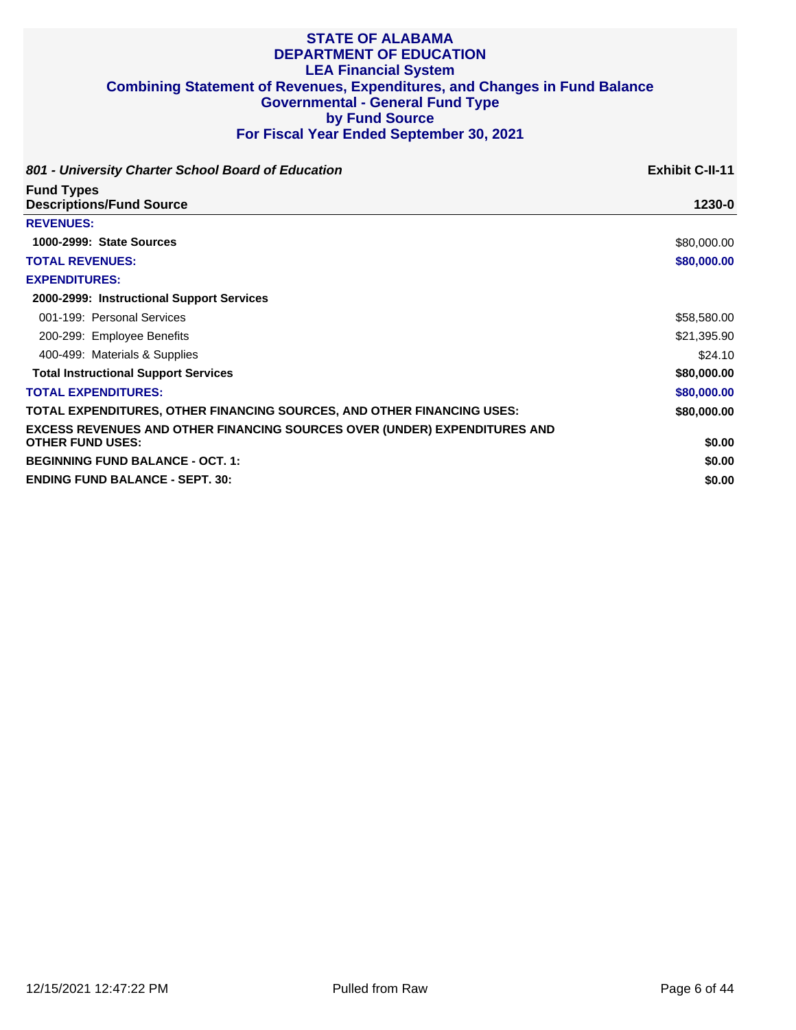# STATE OF ALABAMA
## DEPARTMENT OF EDUCATION
## LEA Financial System
## Combining Statement of Revenues, Expenditures, and Changes in Fund Balance
## Governmental - General Fund Type
## by Fund Source
## For Fiscal Year Ended September 30, 2021

***801 - University Charter School Board of Education*** **Exhibit C-II-11**

| **Fund Types**<br>**Descriptions/Fund Source** | **1230-0** |
|---|---|
| **REVENUES:** | |
| **1000-2999: State Sources** | $80,000.00 |
| **TOTAL REVENUES:** | **$80,000.00** |
| **EXPENDITURES:** | |
| **2000-2999: Instructional Support Services** | |
| 001-199: Personal Services | $58,580.00 |
| 200-299: Employee Benefits | $21,395.90 |
| 400-499: Materials & Supplies | $24.10 |
| **Total Instructional Support Services** | **$80,000.00** |
| **TOTAL EXPENDITURES:** | **$80,000.00** |
| **TOTAL EXPENDITURES, OTHER FINANCING SOURCES, AND OTHER FINANCING USES:** | **$80,000.00** |
| **EXCESS REVENUES AND OTHER FINANCING SOURCES OVER (UNDER) EXPENDITURES AND OTHER FUND USES:** | **$0.00** |
| **BEGINNING FUND BALANCE - OCT. 1:** | **$0.00** |
| **ENDING FUND BALANCE - SEPT. 30:** | **$0.00** |

12/15/2021 12:47:22 PM Pulled from Raw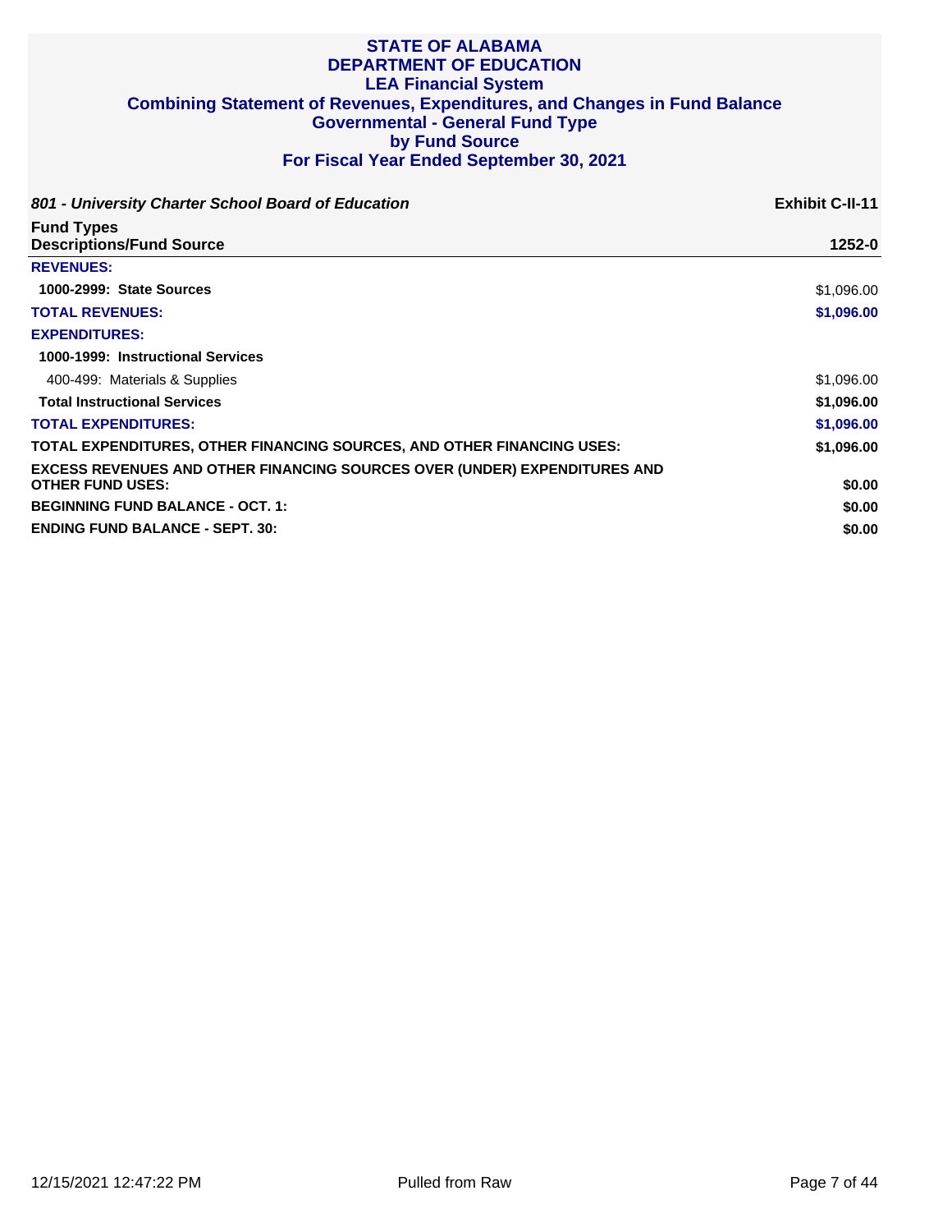# STATE OF ALABAMA
# DEPARTMENT OF EDUCATION
## LEA Financial System
## Combining Statement of Revenues, Expenditures, and Changes in Fund Balance
## Governmental - General Fund Type
## by Fund Source
## For Fiscal Year Ended September 30, 2021

***801 - University Charter School Board of Education*** **Exhibit C-II-11**

| Fund Types<br>Descriptions/Fund Source | 1252-0 |
|---|---|
| **REVENUES:** | |
| **1000-2999: State Sources** | $1,096.00 |
| **TOTAL REVENUES:** | **$1,096.00** |
| **EXPENDITURES:** | |
| **1000-1999: Instructional Services** | |
| 400-499: Materials & Supplies | $1,096.00 |
| **Total Instructional Services** | **$1,096.00** |
| **TOTAL EXPENDITURES:** | **$1,096.00** |
| **TOTAL EXPENDITURES, OTHER FINANCING SOURCES, AND OTHER FINANCING USES:** | **$1,096.00** |
| **EXCESS REVENUES AND OTHER FINANCING SOURCES OVER (UNDER) EXPENDITURES AND OTHER FUND USES:** | **$0.00** |
| **BEGINNING FUND BALANCE - OCT. 1:** | **$0.00** |
| **ENDING FUND BALANCE - SEPT. 30:** | **$0.00** |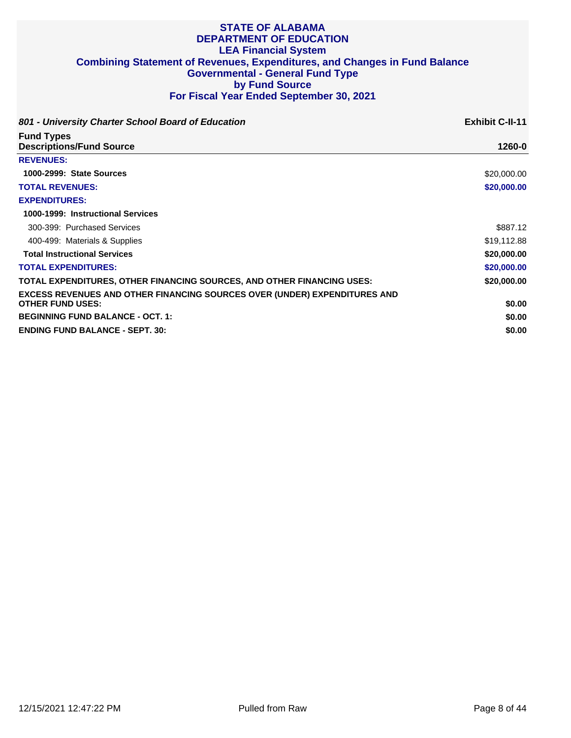# STATE OF ALABAMA
# DEPARTMENT OF EDUCATION
## LEA Financial System
## Combining Statement of Revenues, Expenditures, and Changes in Fund Balance
## Governmental - General Fund Type
## by Fund Source
## For Fiscal Year Ended September 30, 2021

***801 - University Charter School Board of Education*** **Exhibit C-II-11**

| **Fund Types**<br>**Descriptions/Fund Source** | **1260-0** |
|---|---|
| **REVENUES:** | |
| **1000-2999: State Sources** | $20,000.00 |
| **TOTAL REVENUES:** | **$20,000.00** |
| **EXPENDITURES:** | |
| **1000-1999: Instructional Services** | |
| 300-399: Purchased Services | $887.12 |
| 400-499: Materials & Supplies | $19,112.88 |
| **Total Instructional Services** | **$20,000.00** |
| **TOTAL EXPENDITURES:** | **$20,000.00** |
| **TOTAL EXPENDITURES, OTHER FINANCING SOURCES, AND OTHER FINANCING USES:** | **$20,000.00** |
| **EXCESS REVENUES AND OTHER FINANCING SOURCES OVER (UNDER) EXPENDITURES AND OTHER FUND USES:** | **$0.00** |
| **BEGINNING FUND BALANCE - OCT. 1:** | **$0.00** |
| **ENDING FUND BALANCE - SEPT. 30:** | **$0.00** |

12/15/2021 12:47:22 PM Pulled from Raw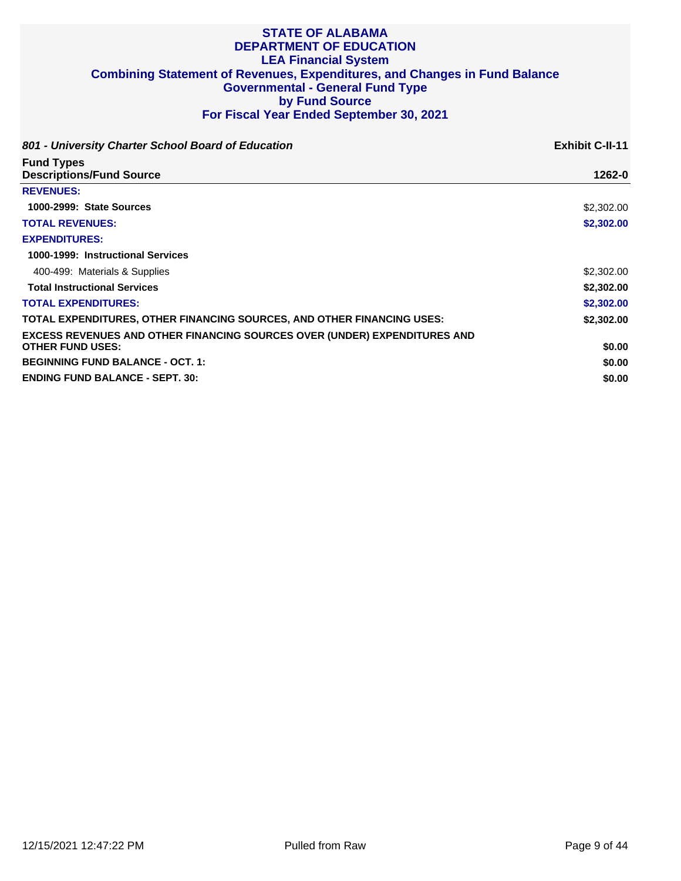# STATE OF ALABAMA
# DEPARTMENT OF EDUCATION
## LEA Financial System
## Combining Statement of Revenues, Expenditures, and Changes in Fund Balance
## Governmental - General Fund Type
## by Fund Source
## For Fiscal Year Ended September 30, 2021

***801 - University Charter School Board of Education*** **Exhibit C-II-11**

| Fund Types<br>Descriptions/Fund Source | 1262-0 |
|---|---|
| **REVENUES:** | |
| **1000-2999: State Sources** | $2,302.00 |
| **TOTAL REVENUES:** | **$2,302.00** |
| **EXPENDITURES:** | |
| **1000-1999: Instructional Services** | |
| 400-499: Materials & Supplies | $2,302.00 |
| **Total Instructional Services** | **$2,302.00** |
| **TOTAL EXPENDITURES:** | **$2,302.00** |
| **TOTAL EXPENDITURES, OTHER FINANCING SOURCES, AND OTHER FINANCING USES:** | **$2,302.00** |
| **EXCESS REVENUES AND OTHER FINANCING SOURCES OVER (UNDER) EXPENDITURES AND OTHER FUND USES:** | **$0.00** |
| **BEGINNING FUND BALANCE - OCT. 1:** | **$0.00** |
| **ENDING FUND BALANCE - SEPT. 30:** | **$0.00** |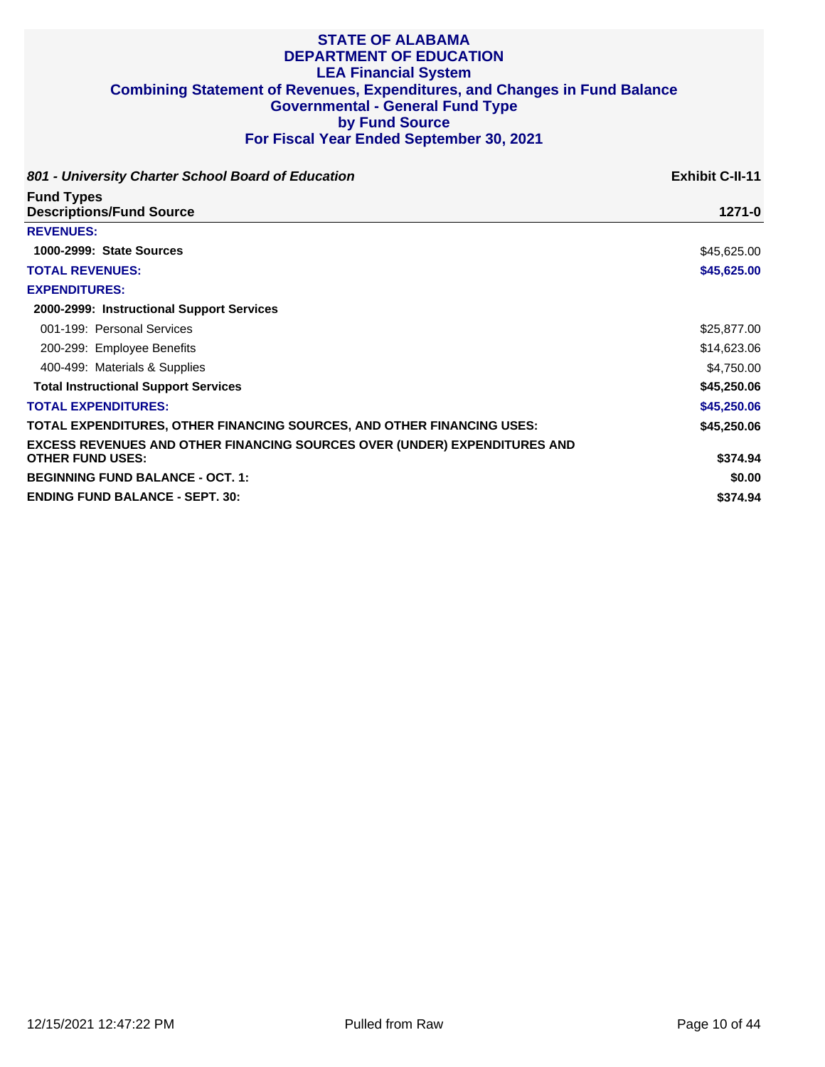# STATE OF ALABAMA
# DEPARTMENT OF EDUCATION
## LEA Financial System
## Combining Statement of Revenues, Expenditures, and Changes in Fund Balance
## Governmental - General Fund Type
## by Fund Source
## For Fiscal Year Ended September 30, 2021

***801 - University Charter School Board of Education*** | **Exhibit C-II-11**

| **Fund Types**<br>**Descriptions/Fund Source** | **1271-0** |
|---|---|
| **REVENUES:** | |
| **1000-2999: State Sources** | $45,625.00 |
| **TOTAL REVENUES:** | **$45,625.00** |
| **EXPENDITURES:** | |
| **2000-2999: Instructional Support Services** | |
| 001-199: Personal Services | $25,877.00 |
| 200-299: Employee Benefits | $14,623.06 |
| 400-499: Materials & Supplies | $4,750.00 |
| **Total Instructional Support Services** | **$45,250.06** |
| **TOTAL EXPENDITURES:** | **$45,250.06** |
| **TOTAL EXPENDITURES, OTHER FINANCING SOURCES, AND OTHER FINANCING USES:** | **$45,250.06** |
| **EXCESS REVENUES AND OTHER FINANCING SOURCES OVER (UNDER) EXPENDITURES AND OTHER FUND USES:** | **$374.94** |
| **BEGINNING FUND BALANCE - OCT. 1:** | **$0.00** |
| **ENDING FUND BALANCE - SEPT. 30:** | **$374.94** |

12/15/2021 12:47:22 PM | Pulled from Raw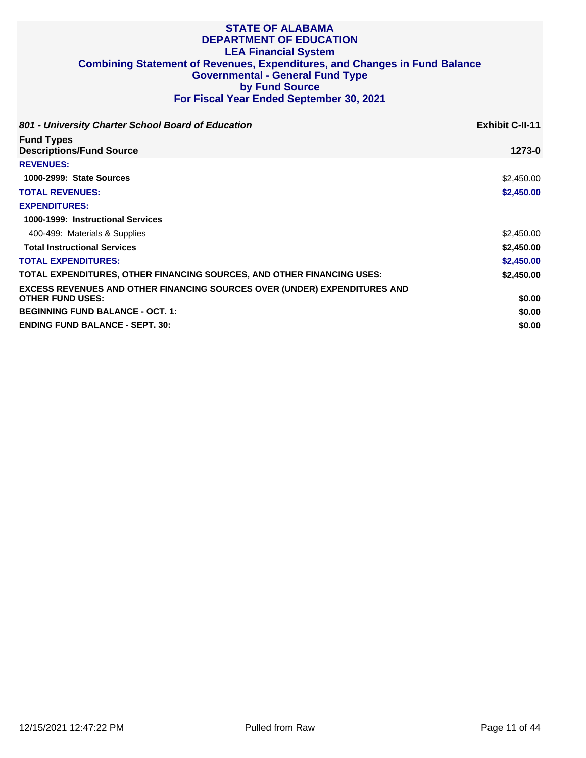# STATE OF ALABAMA
# DEPARTMENT OF EDUCATION
## LEA Financial System
## Combining Statement of Revenues, Expenditures, and Changes in Fund Balance
## Governmental - General Fund Type
## by Fund Source
## For Fiscal Year Ended September 30, 2021

***801 - University Charter School Board of Education*** **Exhibit C-II-11**

| Fund Types<br>Descriptions/Fund Source | 1273-0 |
|---|---|
| **REVENUES:** | |
| **1000-2999: State Sources** | $2,450.00 |
| **TOTAL REVENUES:** | **$2,450.00** |
| **EXPENDITURES:** | |
| **1000-1999: Instructional Services** | |
| 400-499: Materials & Supplies | $2,450.00 |
| **Total Instructional Services** | **$2,450.00** |
| **TOTAL EXPENDITURES:** | **$2,450.00** |
| **TOTAL EXPENDITURES, OTHER FINANCING SOURCES, AND OTHER FINANCING USES:** | **$2,450.00** |
| **EXCESS REVENUES AND OTHER FINANCING SOURCES OVER (UNDER) EXPENDITURES AND OTHER FUND USES:** | **$0.00** |
| **BEGINNING FUND BALANCE - OCT. 1:** | **$0.00** |
| **ENDING FUND BALANCE - SEPT. 30:** | **$0.00** |

12/15/2021 12:47:22 PM Pulled from Raw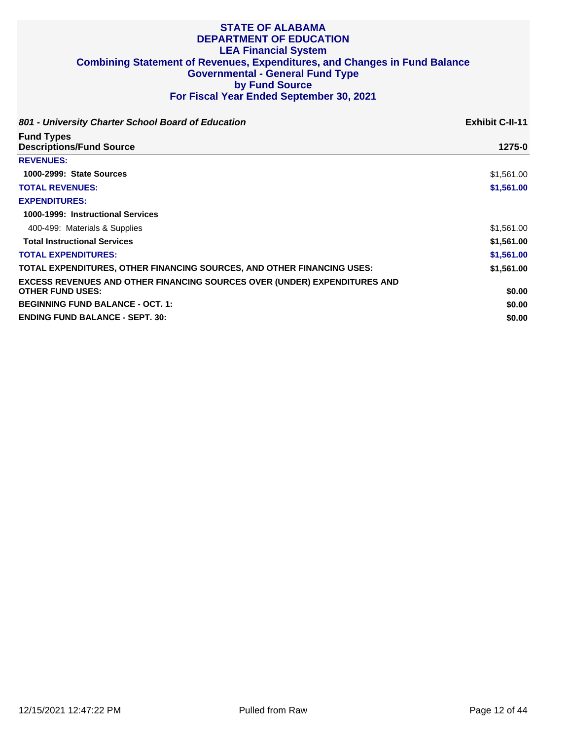# STATE OF ALABAMA
# DEPARTMENT OF EDUCATION
## LEA Financial System
## Combining Statement of Revenues, Expenditures, and Changes in Fund Balance
## Governmental - General Fund Type
## by Fund Source
## For Fiscal Year Ended September 30, 2021

***801 - University Charter School Board of Education*** **Exhibit C-II-11**

| Fund Types<br>Descriptions/Fund Source | 1275-0 |
|---|---|
| **REVENUES:** | |
| **1000-2999: State Sources** | $1,561.00 |
| **TOTAL REVENUES:** | **$1,561.00** |
| **EXPENDITURES:** | |
| **1000-1999: Instructional Services** | |
| 400-499: Materials & Supplies | $1,561.00 |
| **Total Instructional Services** | **$1,561.00** |
| **TOTAL EXPENDITURES:** | **$1,561.00** |
| **TOTAL EXPENDITURES, OTHER FINANCING SOURCES, AND OTHER FINANCING USES:** | **$1,561.00** |
| **EXCESS REVENUES AND OTHER FINANCING SOURCES OVER (UNDER) EXPENDITURES AND OTHER FUND USES:** | **$0.00** |
| **BEGINNING FUND BALANCE - OCT. 1:** | **$0.00** |
| **ENDING FUND BALANCE - SEPT. 30:** | **$0.00** |

12/15/2021 12:47:22 PM    Pulled from Raw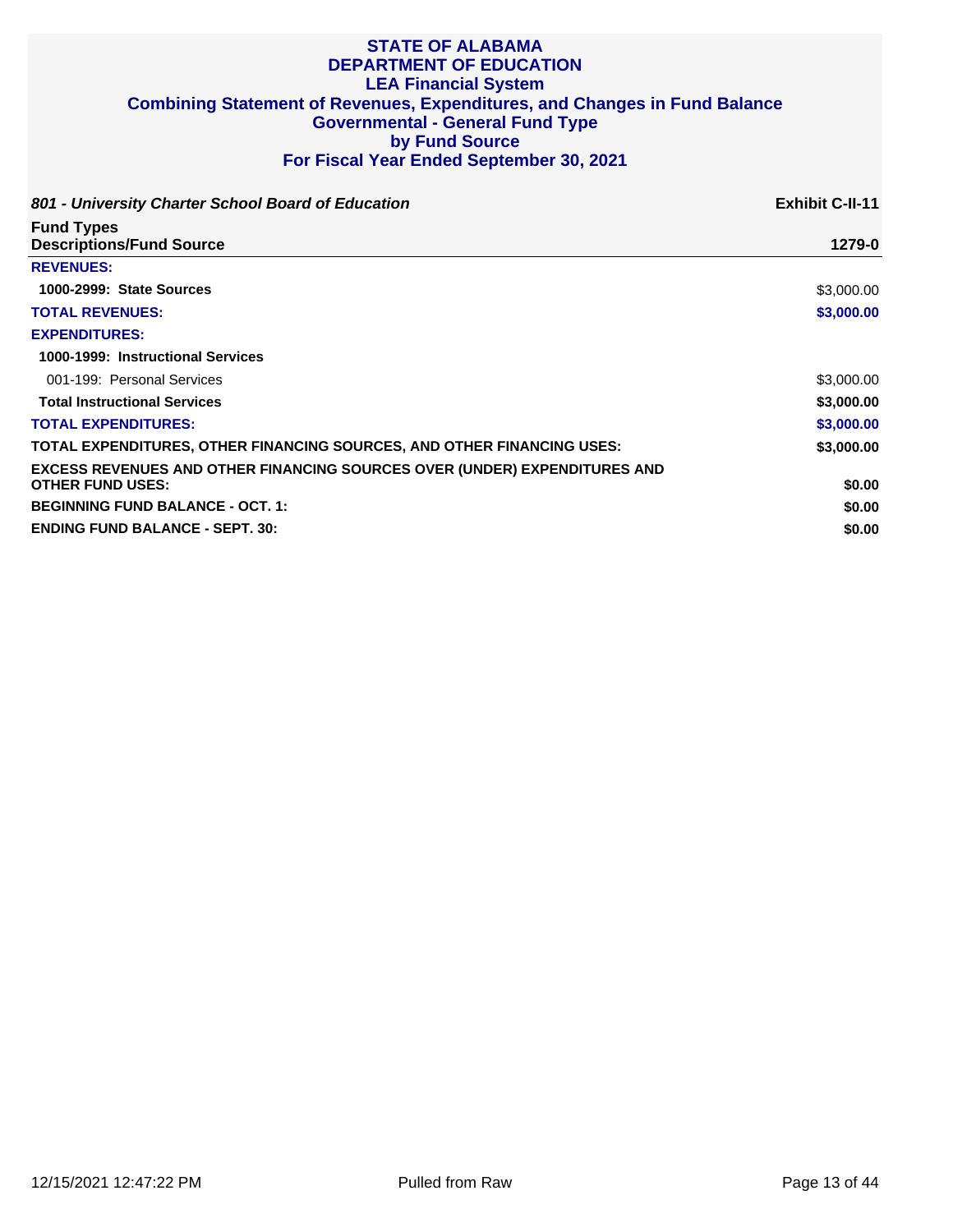# STATE OF ALABAMA
# DEPARTMENT OF EDUCATION
## LEA Financial System
## Combining Statement of Revenues, Expenditures, and Changes in Fund Balance
## Governmental - General Fund Type
## by Fund Source
## For Fiscal Year Ended September 30, 2021

***801 - University Charter School Board of Education*** **Exhibit C-II-11**

| **Fund Types**<br>**Descriptions/Fund Source** | **1279-0** |
|---|---|
| **REVENUES:** | |
| **1000-2999: State Sources** | $3,000.00 |
| **TOTAL REVENUES:** | **$3,000.00** |
| **EXPENDITURES:** | |
| **1000-1999: Instructional Services** | |
| 001-199: Personal Services | $3,000.00 |
| **Total Instructional Services** | **$3,000.00** |
| **TOTAL EXPENDITURES:** | **$3,000.00** |
| **TOTAL EXPENDITURES, OTHER FINANCING SOURCES, AND OTHER FINANCING USES:** | **$3,000.00** |
| **EXCESS REVENUES AND OTHER FINANCING SOURCES OVER (UNDER) EXPENDITURES AND OTHER FUND USES:** | **$0.00** |
| **BEGINNING FUND BALANCE - OCT. 1:** | **$0.00** |
| **ENDING FUND BALANCE - SEPT. 30:** | **$0.00** |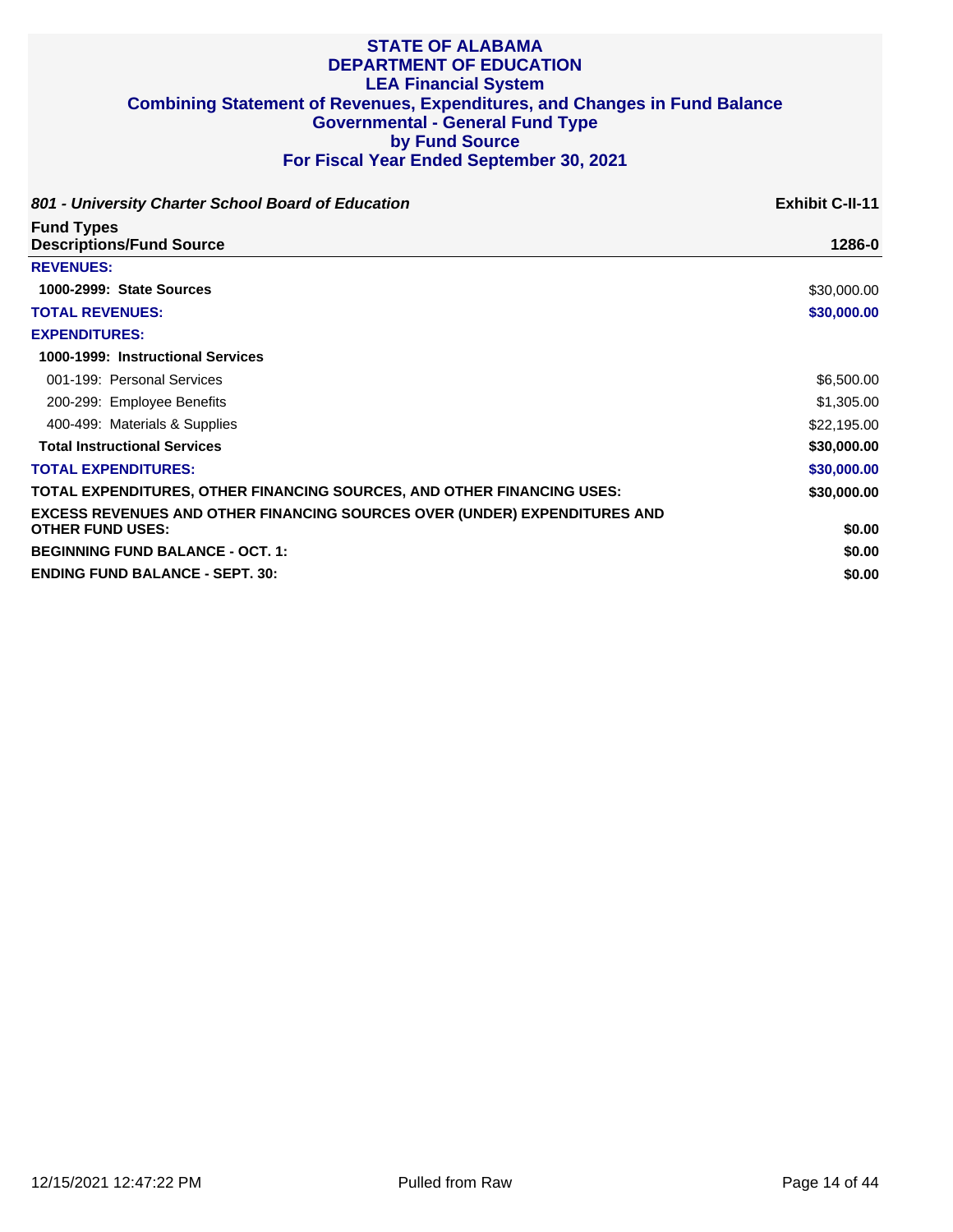# STATE OF ALABAMA
## DEPARTMENT OF EDUCATION
## LEA Financial System
## Combining Statement of Revenues, Expenditures, and Changes in Fund Balance
## Governmental - General Fund Type
## by Fund Source
## For Fiscal Year Ended September 30, 2021

*801 - University Charter School Board of Education* **Exhibit C-II-11**

| Fund Types<br>Descriptions/Fund Source | 1286-0 |
|---|---|
| **REVENUES:** | |
| **1000-2999: State Sources** | $30,000.00 |
| **TOTAL REVENUES:** | **$30,000.00** |
| **EXPENDITURES:** | |
| **1000-1999: Instructional Services** | |
| 001-199: Personal Services | $6,500.00 |
| 200-299: Employee Benefits | $1,305.00 |
| 400-499: Materials & Supplies | $22,195.00 |
| **Total Instructional Services** | **$30,000.00** |
| **TOTAL EXPENDITURES:** | **$30,000.00** |
| **TOTAL EXPENDITURES, OTHER FINANCING SOURCES, AND OTHER FINANCING USES:** | **$30,000.00** |
| **EXCESS REVENUES AND OTHER FINANCING SOURCES OVER (UNDER) EXPENDITURES AND OTHER FUND USES:** | **$0.00** |
| **BEGINNING FUND BALANCE - OCT. 1:** | **$0.00** |
| **ENDING FUND BALANCE - SEPT. 30:** | **$0.00** |

12/15/2021 12:47:22 PM Pulled from Raw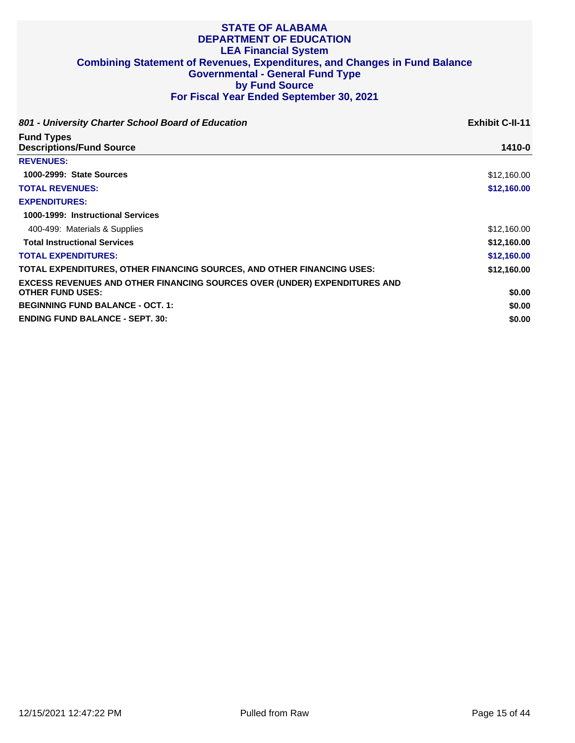# STATE OF ALABAMA
# DEPARTMENT OF EDUCATION
## LEA Financial System
## Combining Statement of Revenues, Expenditures, and Changes in Fund Balance
## Governmental - General Fund Type
## by Fund Source
## For Fiscal Year Ended September 30, 2021

***801 - University Charter School Board of Education*** **Exhibit C-II-11**

| Fund Types<br>Descriptions/Fund Source | 1410-0 |
|---|---|
| **REVENUES:** | |
| **1000-2999: State Sources** | $12,160.00 |
| **TOTAL REVENUES:** | **$12,160.00** |
| **EXPENDITURES:** | |
| **1000-1999: Instructional Services** | |
| 400-499: Materials & Supplies | $12,160.00 |
| **Total Instructional Services** | **$12,160.00** |
| **TOTAL EXPENDITURES:** | **$12,160.00** |
| **TOTAL EXPENDITURES, OTHER FINANCING SOURCES, AND OTHER FINANCING USES:** | **$12,160.00** |
| **EXCESS REVENUES AND OTHER FINANCING SOURCES OVER (UNDER) EXPENDITURES AND OTHER FUND USES:** | **$0.00** |
| **BEGINNING FUND BALANCE - OCT. 1:** | **$0.00** |
| **ENDING FUND BALANCE - SEPT. 30:** | **$0.00** |

12/15/2021 12:47:22 PM Pulled from Raw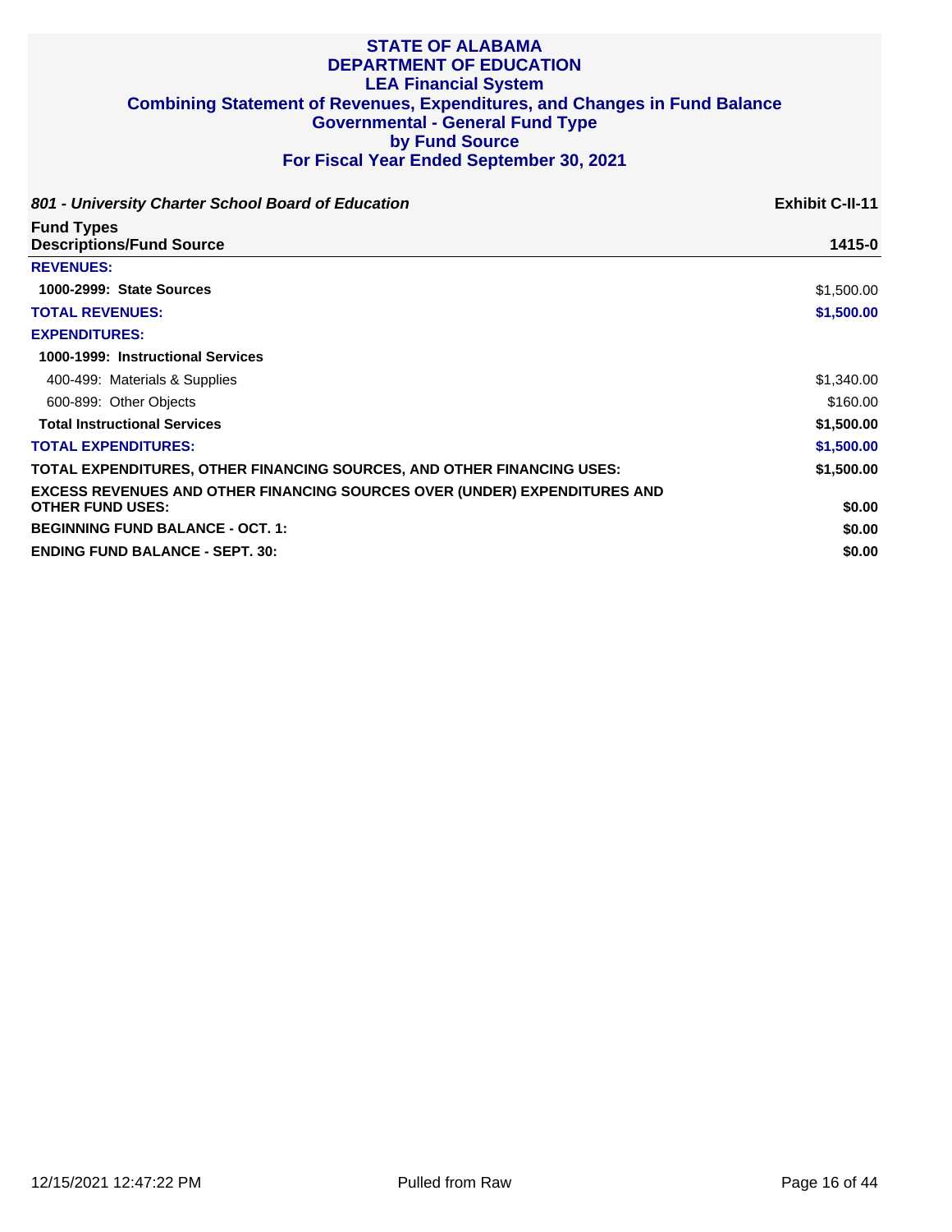# STATE OF ALABAMA
# DEPARTMENT OF EDUCATION
## LEA Financial System
## Combining Statement of Revenues, Expenditures, and Changes in Fund Balance
## Governmental - General Fund Type
## by Fund Source
## For Fiscal Year Ended September 30, 2021

***801 - University Charter School Board of Education*** **Exhibit C-II-11**

| **Fund Types**<br>**Descriptions/Fund Source** | **1415-0** |
|---|---|
| **REVENUES:** | |
| **1000-2999: State Sources** | $1,500.00 |
| **TOTAL REVENUES:** | **$1,500.00** |
| **EXPENDITURES:** | |
| **1000-1999: Instructional Services** | |
| 400-499: Materials & Supplies | $1,340.00 |
| 600-899: Other Objects | $160.00 |
| **Total Instructional Services** | **$1,500.00** |
| **TOTAL EXPENDITURES:** | **$1,500.00** |
| **TOTAL EXPENDITURES, OTHER FINANCING SOURCES, AND OTHER FINANCING USES:** | **$1,500.00** |
| **EXCESS REVENUES AND OTHER FINANCING SOURCES OVER (UNDER) EXPENDITURES AND OTHER FUND USES:** | **$0.00** |
| **BEGINNING FUND BALANCE - OCT. 1:** | **$0.00** |
| **ENDING FUND BALANCE - SEPT. 30:** | **$0.00** |

12/15/2021 12:47:22 PM Pulled from Raw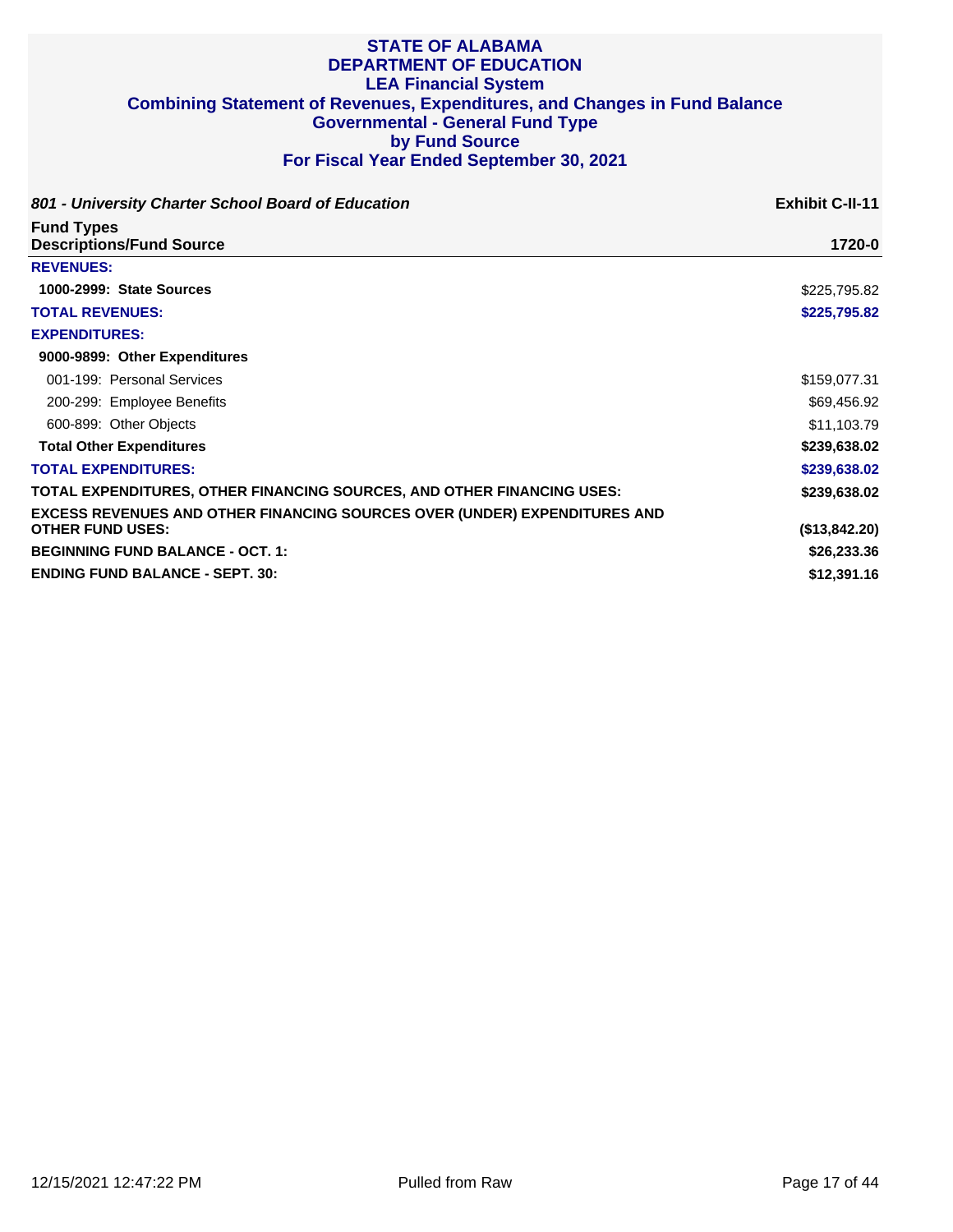# STATE OF ALABAMA
# DEPARTMENT OF EDUCATION
## LEA Financial System
## Combining Statement of Revenues, Expenditures, and Changes in Fund Balance
## Governmental - General Fund Type
## by Fund Source
## For Fiscal Year Ended September 30, 2021

***801 - University Charter School Board of Education*** **Exhibit C-II-11**

| Fund Types<br>Descriptions/Fund Source | 1720-0 |
|---|---|
| **REVENUES:** | |
| **1000-2999: State Sources** | $225,795.82 |
| **TOTAL REVENUES:** | **$225,795.82** |
| **EXPENDITURES:** | |
| **9000-9899: Other Expenditures** | |
| 001-199: Personal Services | $159,077.31 |
| 200-299: Employee Benefits | $69,456.92 |
| 600-899: Other Objects | $11,103.79 |
| **Total Other Expenditures** | **$239,638.02** |
| **TOTAL EXPENDITURES:** | **$239,638.02** |
| **TOTAL EXPENDITURES, OTHER FINANCING SOURCES, AND OTHER FINANCING USES:** | **$239,638.02** |
| **EXCESS REVENUES AND OTHER FINANCING SOURCES OVER (UNDER) EXPENDITURES AND OTHER FUND USES:** | **($13,842.20)** |
| **BEGINNING FUND BALANCE - OCT. 1:** | **$26,233.36** |
| **ENDING FUND BALANCE - SEPT. 30:** | **$12,391.16** |

12/15/2021 12:47:22 PM Pulled from Raw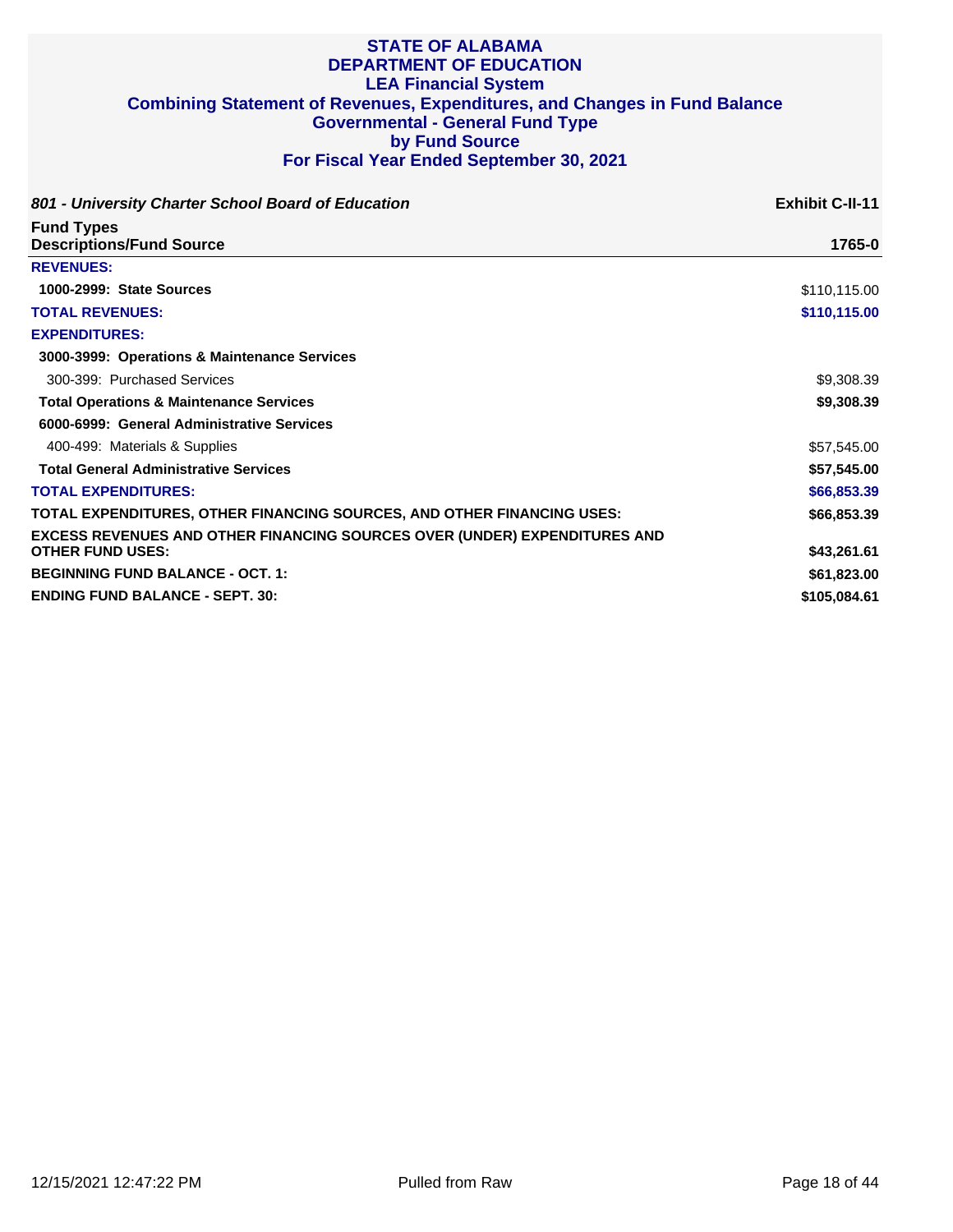# STATE OF ALABAMA
# DEPARTMENT OF EDUCATION
## LEA Financial System
## Combining Statement of Revenues, Expenditures, and Changes in Fund Balance
## Governmental - General Fund Type
## by Fund Source
## For Fiscal Year Ended September 30, 2021

***801 - University Charter School Board of Education*** — **Exhibit C-II-11**

| Fund Types<br>Descriptions/Fund Source | 1765-0 |
|---|---|
| **REVENUES:** | |
| **1000-2999: State Sources** | $110,115.00 |
| **TOTAL REVENUES:** | **$110,115.00** |
| **EXPENDITURES:** | |
| **3000-3999: Operations & Maintenance Services** | |
| 300-399: Purchased Services | $9,308.39 |
| **Total Operations & Maintenance Services** | **$9,308.39** |
| **6000-6999: General Administrative Services** | |
| 400-499: Materials & Supplies | $57,545.00 |
| **Total General Administrative Services** | **$57,545.00** |
| **TOTAL EXPENDITURES:** | **$66,853.39** |
| **TOTAL EXPENDITURES, OTHER FINANCING SOURCES, AND OTHER FINANCING USES:** | **$66,853.39** |
| **EXCESS REVENUES AND OTHER FINANCING SOURCES OVER (UNDER) EXPENDITURES AND OTHER FUND USES:** | **$43,261.61** |
| **BEGINNING FUND BALANCE - OCT. 1:** | **$61,823.00** |
| **ENDING FUND BALANCE - SEPT. 30:** | **$105,084.61** |

12/15/2021 12:47:22 PM — Pulled from Raw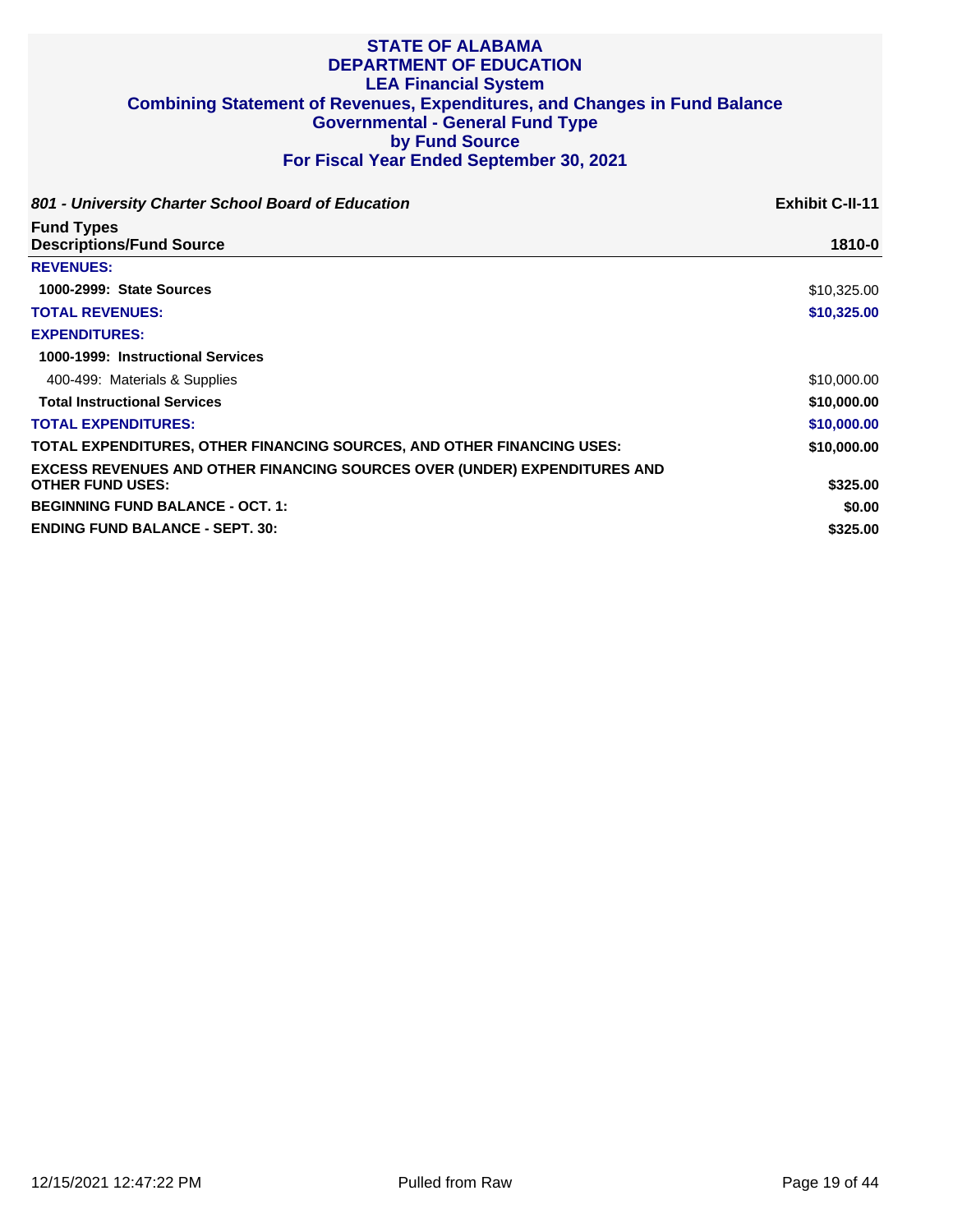# STATE OF ALABAMA
# DEPARTMENT OF EDUCATION
## LEA Financial System
## Combining Statement of Revenues, Expenditures, and Changes in Fund Balance
## Governmental - General Fund Type
## by Fund Source
## For Fiscal Year Ended September 30, 2021

***801 - University Charter School Board of Education*** **Exhibit C-II-11**

| Fund Types<br>Descriptions/Fund Source | 1810-0 |
|---|---|
| **REVENUES:** | |
| **1000-2999: State Sources** | $10,325.00 |
| **TOTAL REVENUES:** | **$10,325.00** |
| **EXPENDITURES:** | |
| **1000-1999: Instructional Services** | |
| 400-499: Materials & Supplies | $10,000.00 |
| **Total Instructional Services** | **$10,000.00** |
| **TOTAL EXPENDITURES:** | **$10,000.00** |
| **TOTAL EXPENDITURES, OTHER FINANCING SOURCES, AND OTHER FINANCING USES:** | **$10,000.00** |
| **EXCESS REVENUES AND OTHER FINANCING SOURCES OVER (UNDER) EXPENDITURES AND OTHER FUND USES:** | **$325.00** |
| **BEGINNING FUND BALANCE - OCT. 1:** | **$0.00** |
| **ENDING FUND BALANCE - SEPT. 30:** | **$325.00** |

12/15/2021 12:47:22 PM Pulled from Raw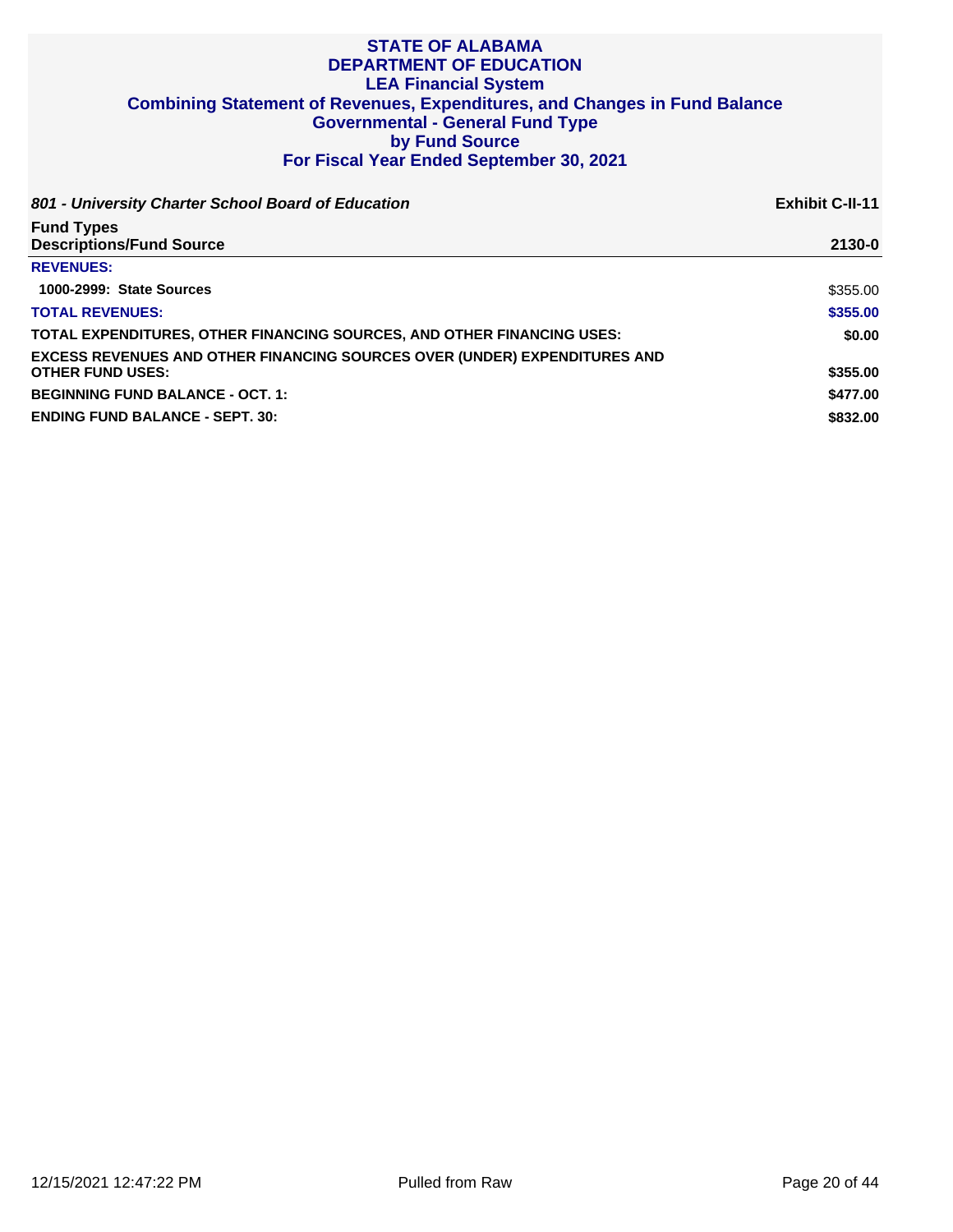# STATE OF ALABAMA
# DEPARTMENT OF EDUCATION
## LEA Financial System
## Combining Statement of Revenues, Expenditures, and Changes in Fund Balance
## Governmental - General Fund Type
## by Fund Source
## For Fiscal Year Ended September 30, 2021

***801 - University Charter School Board of Education*** **Exhibit C-II-11**

| **Fund Types**<br>**Descriptions/Fund Source** | **2130-0** |
|---|---|
| **REVENUES:** | |
| **1000-2999: State Sources** | $355.00 |
| **TOTAL REVENUES:** | **$355.00** |
| **TOTAL EXPENDITURES, OTHER FINANCING SOURCES, AND OTHER FINANCING USES:** | **$0.00** |
| **EXCESS REVENUES AND OTHER FINANCING SOURCES OVER (UNDER) EXPENDITURES AND OTHER FUND USES:** | **$355.00** |
| **BEGINNING FUND BALANCE - OCT. 1:** | **$477.00** |
| **ENDING FUND BALANCE - SEPT. 30:** | **$832.00** |

12/15/2021 12:47:22 PM Pulled from Raw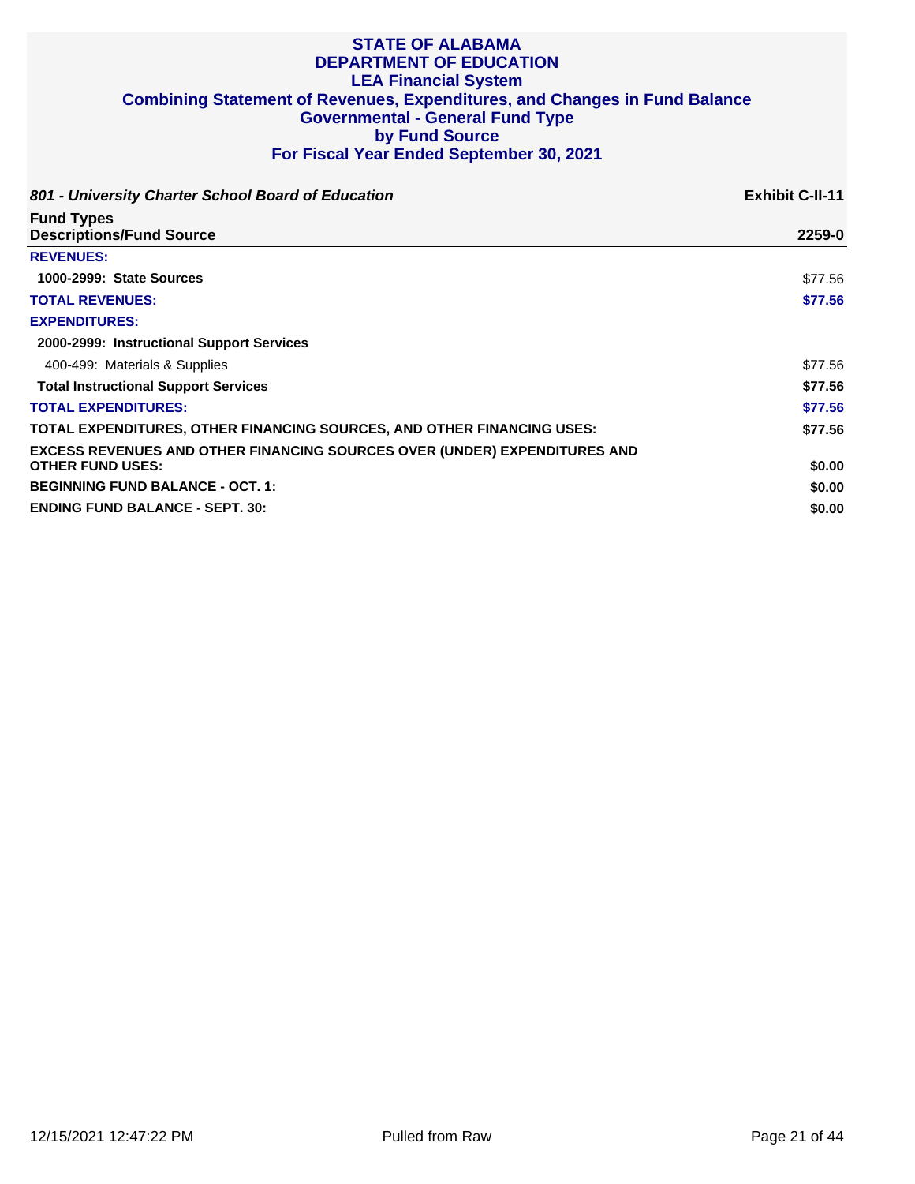# STATE OF ALABAMA
## DEPARTMENT OF EDUCATION
## LEA Financial System
## Combining Statement of Revenues, Expenditures, and Changes in Fund Balance
## Governmental - General Fund Type
## by Fund Source
## For Fiscal Year Ended September 30, 2021

***801 - University Charter School Board of Education*** **Exhibit C-II-11**

| **Fund Types**<br>**Descriptions/Fund Source** | **2259-0** |
|---|---|
| **REVENUES:** | |
| **1000-2999: State Sources** | $77.56 |
| **TOTAL REVENUES:** | **$77.56** |
| **EXPENDITURES:** | |
| **2000-2999: Instructional Support Services** | |
| 400-499: Materials & Supplies | $77.56 |
| **Total Instructional Support Services** | **$77.56** |
| **TOTAL EXPENDITURES:** | **$77.56** |
| **TOTAL EXPENDITURES, OTHER FINANCING SOURCES, AND OTHER FINANCING USES:** | **$77.56** |
| **EXCESS REVENUES AND OTHER FINANCING SOURCES OVER (UNDER) EXPENDITURES AND OTHER FUND USES:** | **$0.00** |
| **BEGINNING FUND BALANCE - OCT. 1:** | **$0.00** |
| **ENDING FUND BALANCE - SEPT. 30:** | **$0.00** |

12/15/2021 12:47:22 PM Pulled from Raw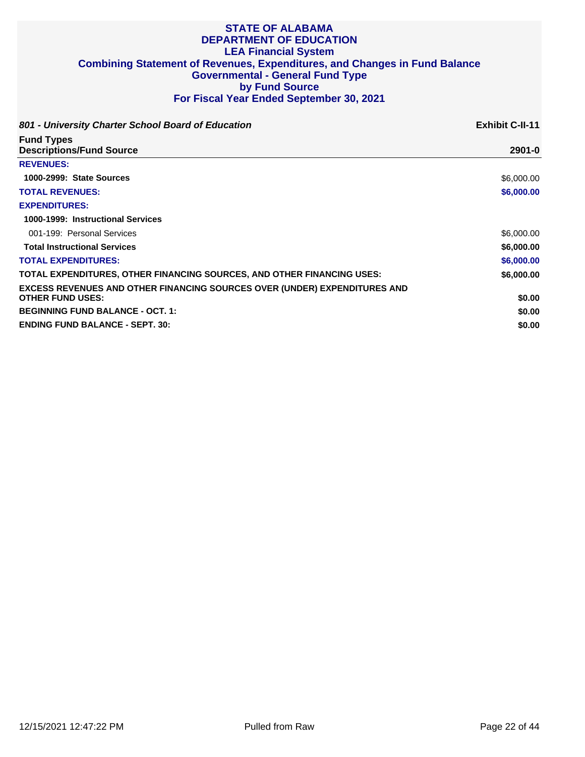# STATE OF ALABAMA
# DEPARTMENT OF EDUCATION
## LEA Financial System
## Combining Statement of Revenues, Expenditures, and Changes in Fund Balance
## Governmental - General Fund Type
## by Fund Source
## For Fiscal Year Ended September 30, 2021

***801 - University Charter School Board of Education*** **Exhibit C-II-11**

| Fund Types<br>Descriptions/Fund Source | 2901-0 |
|---|---|
| **REVENUES:** | |
| **1000-2999: State Sources** | $6,000.00 |
| **TOTAL REVENUES:** | **$6,000.00** |
| **EXPENDITURES:** | |
| **1000-1999: Instructional Services** | |
| 001-199: Personal Services | $6,000.00 |
| **Total Instructional Services** | **$6,000.00** |
| **TOTAL EXPENDITURES:** | **$6,000.00** |
| **TOTAL EXPENDITURES, OTHER FINANCING SOURCES, AND OTHER FINANCING USES:** | **$6,000.00** |
| **EXCESS REVENUES AND OTHER FINANCING SOURCES OVER (UNDER) EXPENDITURES AND OTHER FUND USES:** | **$0.00** |
| **BEGINNING FUND BALANCE - OCT. 1:** | **$0.00** |
| **ENDING FUND BALANCE - SEPT. 30:** | **$0.00** |

12/15/2021 12:47:22 PM Pulled from Raw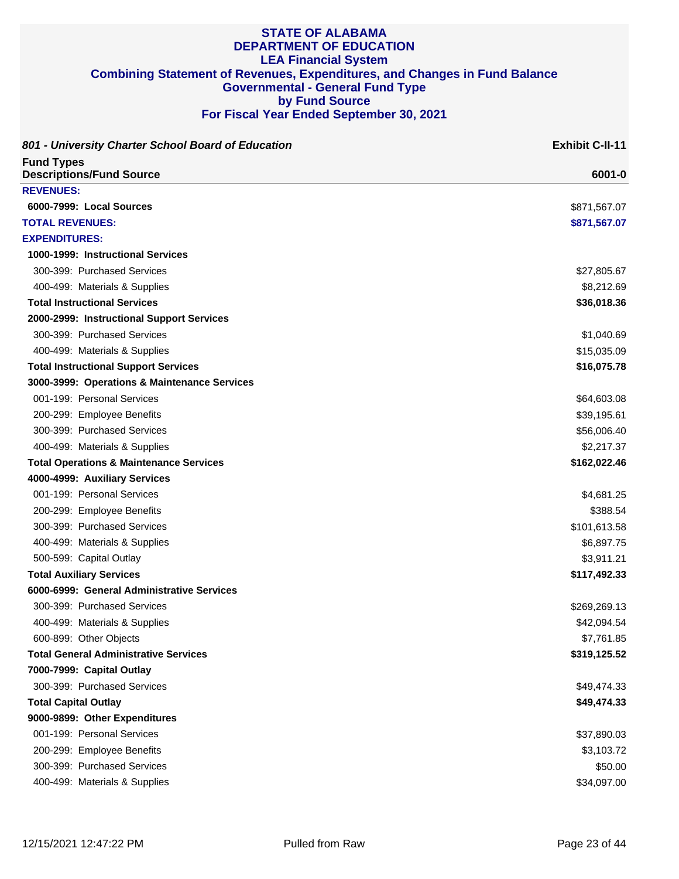# STATE OF ALABAMA
# DEPARTMENT OF EDUCATION
## LEA Financial System
## Combining Statement of Revenues, Expenditures, and Changes in Fund Balance
## Governmental - General Fund Type
## by Fund Source
## For Fiscal Year Ended September 30, 2021

***801 - University Charter School Board of Education*** **Exhibit C-II-11**

| Fund Types<br>Descriptions/Fund Source | 6001-0 |
|---|---|
| **REVENUES:** | |
| **6000-7999: Local Sources** | $871,567.07 |
| **TOTAL REVENUES:** | **$871,567.07** |
| **EXPENDITURES:** | |
| **1000-1999: Instructional Services** | |
| 300-399: Purchased Services | $27,805.67 |
| 400-499: Materials & Supplies | $8,212.69 |
| **Total Instructional Services** | **$36,018.36** |
| **2000-2999: Instructional Support Services** | |
| 300-399: Purchased Services | $1,040.69 |
| 400-499: Materials & Supplies | $15,035.09 |
| **Total Instructional Support Services** | **$16,075.78** |
| **3000-3999: Operations & Maintenance Services** | |
| 001-199: Personal Services | $64,603.08 |
| 200-299: Employee Benefits | $39,195.61 |
| 300-399: Purchased Services | $56,006.40 |
| 400-499: Materials & Supplies | $2,217.37 |
| **Total Operations & Maintenance Services** | **$162,022.46** |
| **4000-4999: Auxiliary Services** | |
| 001-199: Personal Services | $4,681.25 |
| 200-299: Employee Benefits | $388.54 |
| 300-399: Purchased Services | $101,613.58 |
| 400-499: Materials & Supplies | $6,897.75 |
| 500-599: Capital Outlay | $3,911.21 |
| **Total Auxiliary Services** | **$117,492.33** |
| **6000-6999: General Administrative Services** | |
| 300-399: Purchased Services | $269,269.13 |
| 400-499: Materials & Supplies | $42,094.54 |
| 600-899: Other Objects | $7,761.85 |
| **Total General Administrative Services** | **$319,125.52** |
| **7000-7999: Capital Outlay** | |
| 300-399: Purchased Services | $49,474.33 |
| **Total Capital Outlay** | **$49,474.33** |
| **9000-9899: Other Expenditures** | |
| 001-199: Personal Services | $37,890.03 |
| 200-299: Employee Benefits | $3,103.72 |
| 300-399: Purchased Services | $50.00 |
| 400-499: Materials & Supplies | $34,097.00 |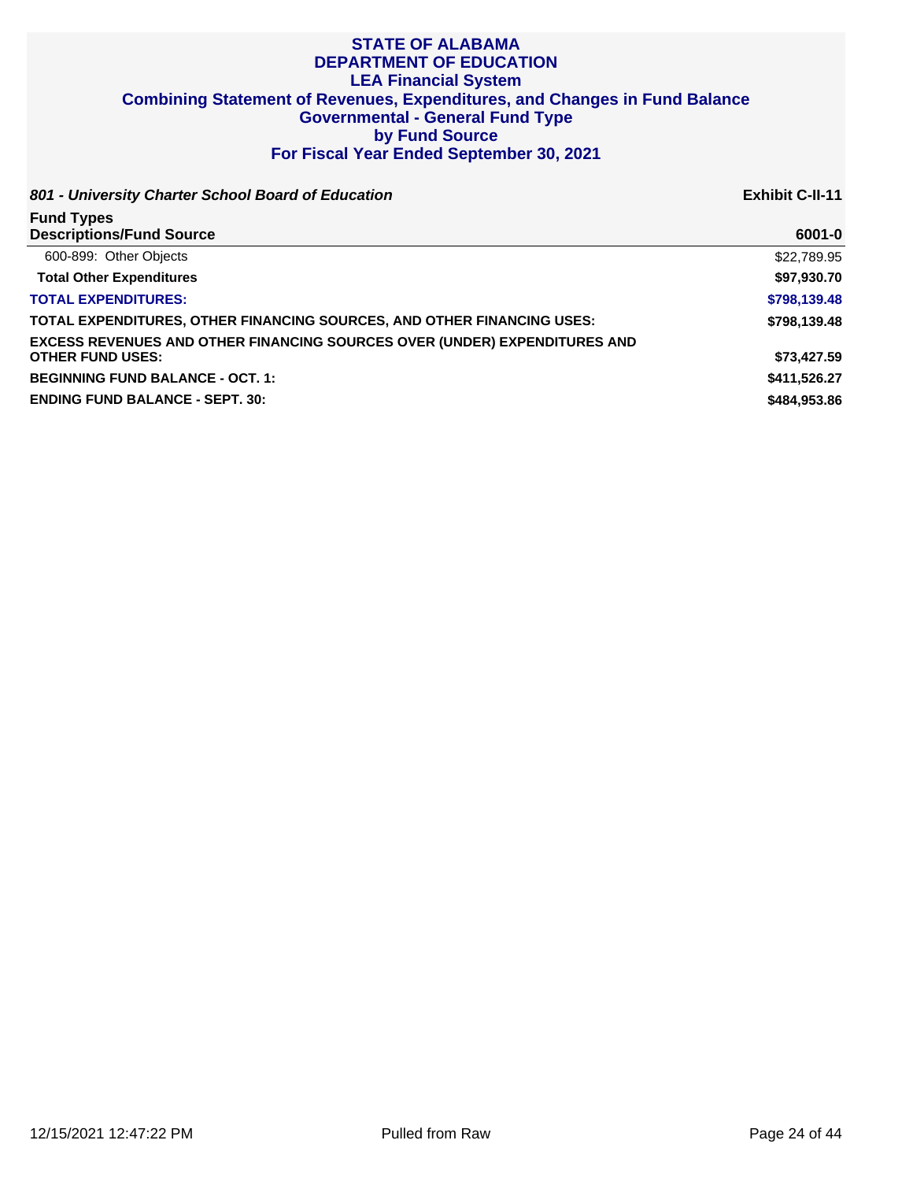# STATE OF ALABAMA
## DEPARTMENT OF EDUCATION
### LEA Financial System
### Combining Statement of Revenues, Expenditures, and Changes in Fund Balance
### Governmental - General Fund Type
### by Fund Source
### For Fiscal Year Ended September 30, 2021

***801 - University Charter School Board of Education*** **Exhibit C-II-11**

| Fund Types<br>Descriptions/Fund Source | 6001-0 |
|---|---|
| 600-899: Other Objects | $22,789.95 |
| **Total Other Expenditures** | **$97,930.70** |
| **TOTAL EXPENDITURES:** | **$798,139.48** |
| **TOTAL EXPENDITURES, OTHER FINANCING SOURCES, AND OTHER FINANCING USES:** | **$798,139.48** |
| **EXCESS REVENUES AND OTHER FINANCING SOURCES OVER (UNDER) EXPENDITURES AND OTHER FUND USES:** | **$73,427.59** |
| **BEGINNING FUND BALANCE - OCT. 1:** | **$411,526.27** |
| **ENDING FUND BALANCE - SEPT. 30:** | **$484,953.86** |

12/15/2021 12:47:22 PM Pulled from Raw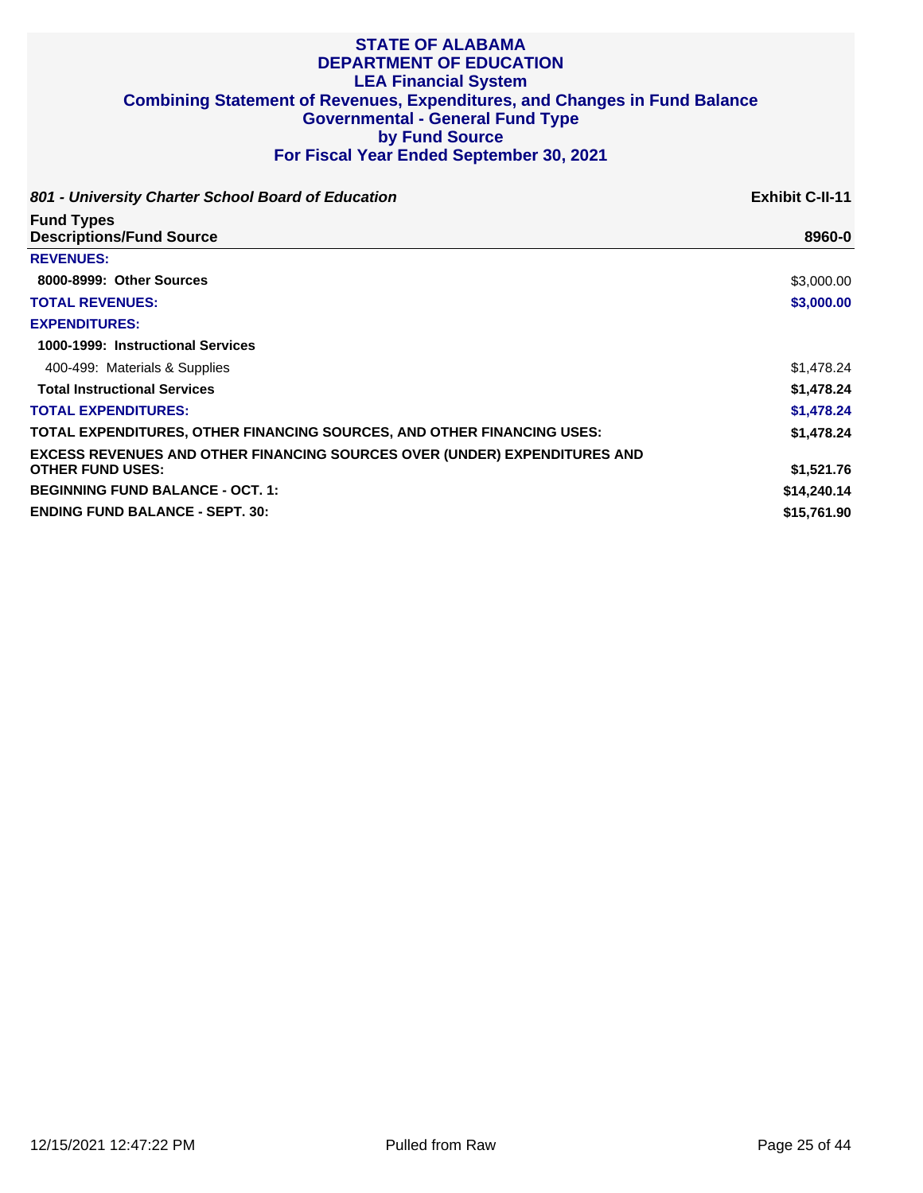# STATE OF ALABAMA
## DEPARTMENT OF EDUCATION
## LEA Financial System
## Combining Statement of Revenues, Expenditures, and Changes in Fund Balance
## Governmental - General Fund Type
## by Fund Source
## For Fiscal Year Ended September 30, 2021

***801 - University Charter School Board of Education*** **Exhibit C-II-11**

| Fund Types<br>Descriptions/Fund Source | 8960-0 |
|---|---|
| **REVENUES:** | |
| **8000-8999: Other Sources** | $3,000.00 |
| **TOTAL REVENUES:** | **$3,000.00** |
| **EXPENDITURES:** | |
| **1000-1999: Instructional Services** | |
| 400-499: Materials & Supplies | $1,478.24 |
| **Total Instructional Services** | **$1,478.24** |
| **TOTAL EXPENDITURES:** | **$1,478.24** |
| **TOTAL EXPENDITURES, OTHER FINANCING SOURCES, AND OTHER FINANCING USES:** | **$1,478.24** |
| **EXCESS REVENUES AND OTHER FINANCING SOURCES OVER (UNDER) EXPENDITURES AND OTHER FUND USES:** | **$1,521.76** |
| **BEGINNING FUND BALANCE - OCT. 1:** | **$14,240.14** |
| **ENDING FUND BALANCE - SEPT. 30:** | **$15,761.90** |

12/15/2021 12:47:22 PM Pulled from Raw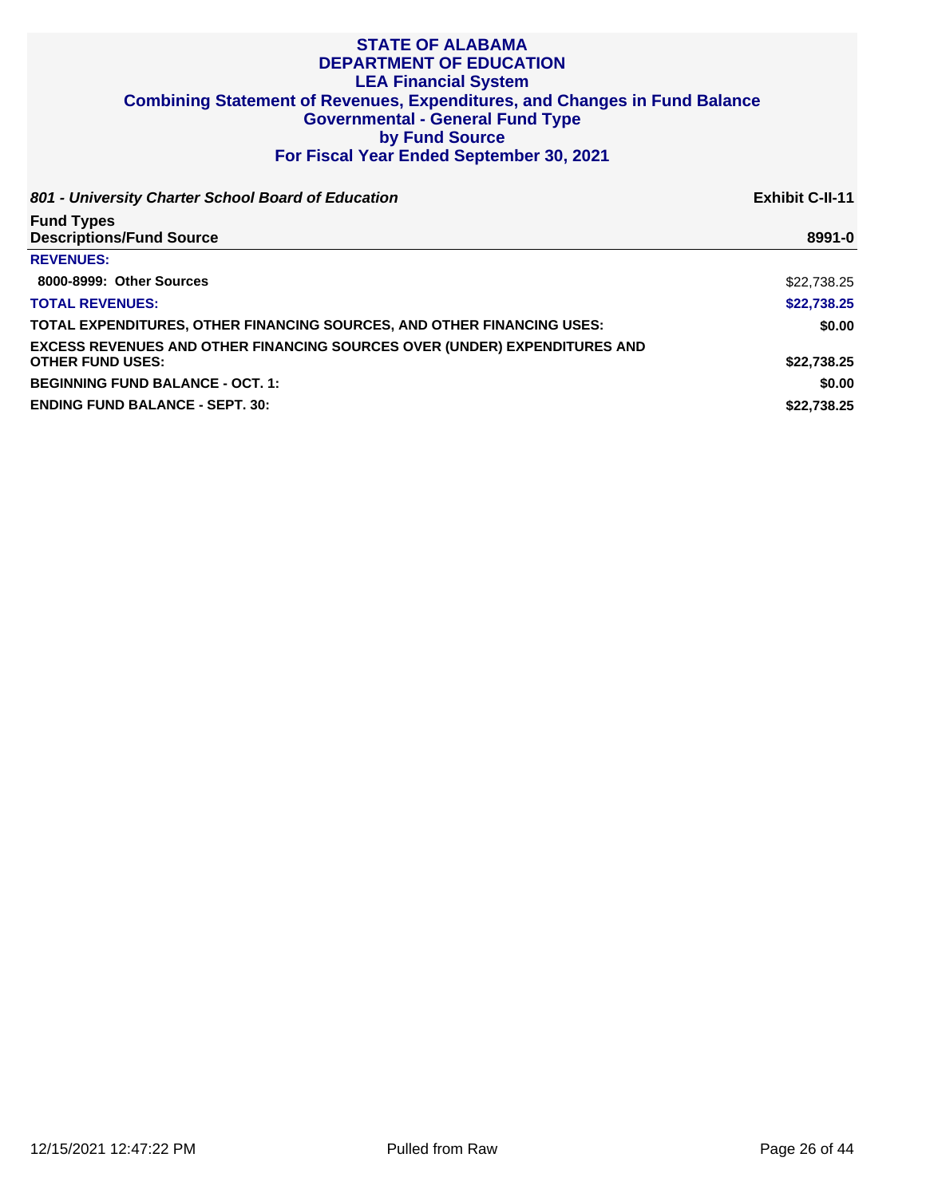# STATE OF ALABAMA
# DEPARTMENT OF EDUCATION
## LEA Financial System
## Combining Statement of Revenues, Expenditures, and Changes in Fund Balance
## Governmental - General Fund Type
## by Fund Source
## For Fiscal Year Ended September 30, 2021

***801 - University Charter School Board of Education*** **Exhibit C-II-11**

| **Fund Types**<br>**Descriptions/Fund Source** | **8991-0** |
|---|---|
| **REVENUES:** | |
| **8000-8999: Other Sources** | $22,738.25 |
| **TOTAL REVENUES:** | **$22,738.25** |
| **TOTAL EXPENDITURES, OTHER FINANCING SOURCES, AND OTHER FINANCING USES:** | **$0.00** |
| **EXCESS REVENUES AND OTHER FINANCING SOURCES OVER (UNDER) EXPENDITURES AND OTHER FUND USES:** | **$22,738.25** |
| **BEGINNING FUND BALANCE - OCT. 1:** | **$0.00** |
| **ENDING FUND BALANCE - SEPT. 30:** | **$22,738.25** |

12/15/2021 12:47:22 PM Pulled from Raw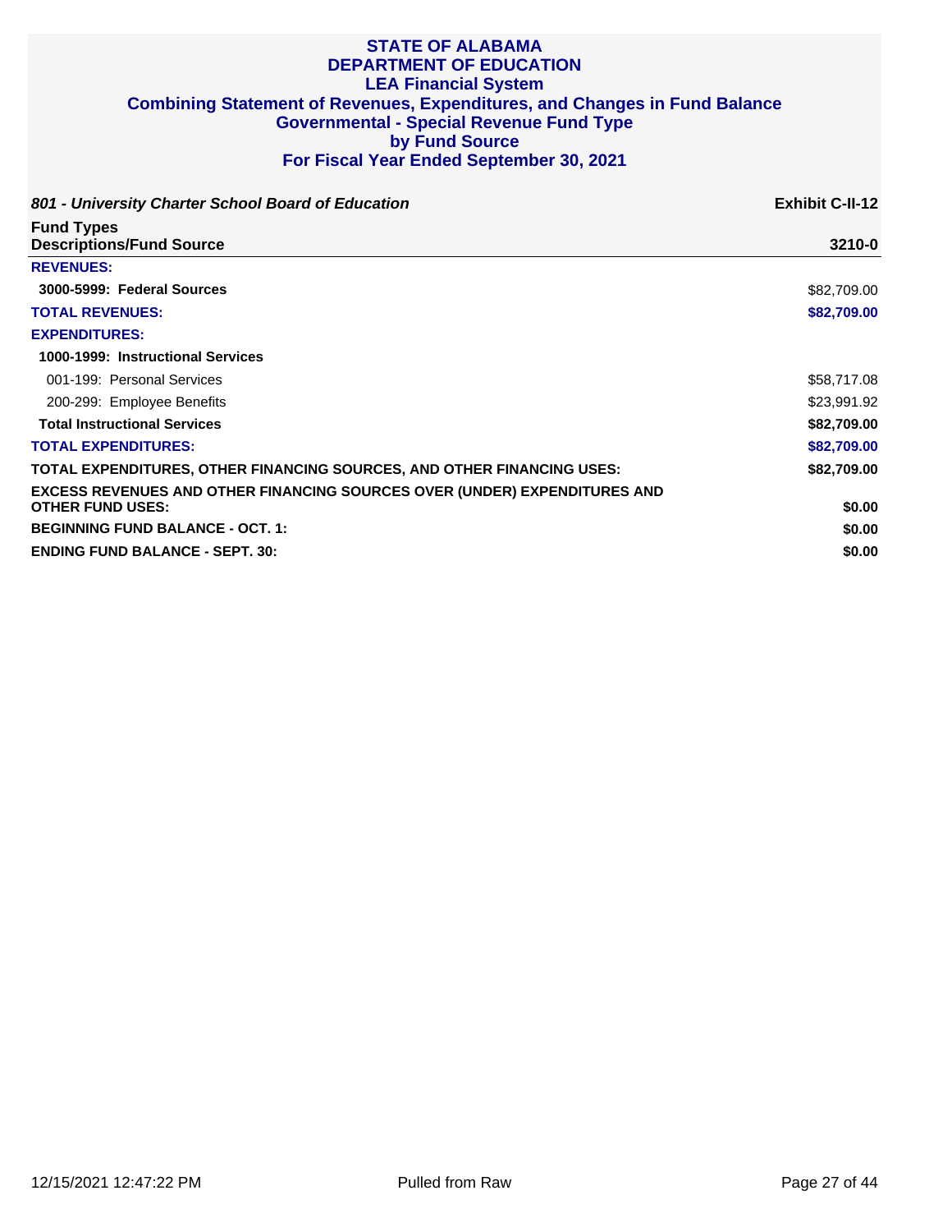# STATE OF ALABAMA
# DEPARTMENT OF EDUCATION
## LEA Financial System
## Combining Statement of Revenues, Expenditures, and Changes in Fund Balance
## Governmental - Special Revenue Fund Type
## by Fund Source
## For Fiscal Year Ended September 30, 2021

***801 - University Charter School Board of Education*** **Exhibit C-II-12**

| **Fund Types** **Descriptions/Fund Source** | **3210-0** |
|---|---|
| **REVENUES:** | |
| **3000-5999: Federal Sources** | $82,709.00 |
| **TOTAL REVENUES:** | **$82,709.00** |
| **EXPENDITURES:** | |
| **1000-1999: Instructional Services** | |
| 001-199: Personal Services | $58,717.08 |
| 200-299: Employee Benefits | $23,991.92 |
| **Total Instructional Services** | **$82,709.00** |
| **TOTAL EXPENDITURES:** | **$82,709.00** |
| **TOTAL EXPENDITURES, OTHER FINANCING SOURCES, AND OTHER FINANCING USES:** | **$82,709.00** |
| **EXCESS REVENUES AND OTHER FINANCING SOURCES OVER (UNDER) EXPENDITURES AND OTHER FUND USES:** | **$0.00** |
| **BEGINNING FUND BALANCE - OCT. 1:** | **$0.00** |
| **ENDING FUND BALANCE - SEPT. 30:** | **$0.00** |

12/15/2021 12:47:22 PM Pulled from Raw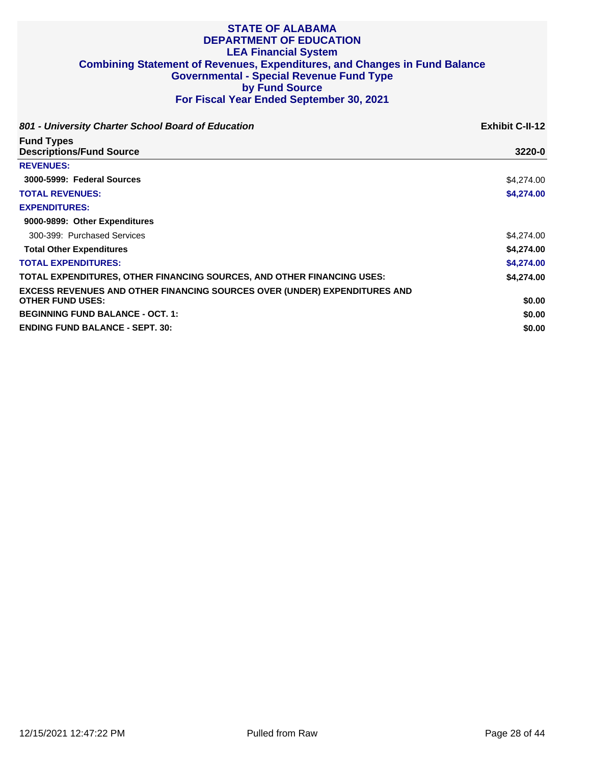# STATE OF ALABAMA
## DEPARTMENT OF EDUCATION
## LEA Financial System
## Combining Statement of Revenues, Expenditures, and Changes in Fund Balance
## Governmental - Special Revenue Fund Type
## by Fund Source
## For Fiscal Year Ended September 30, 2021

***801 - University Charter School Board of Education*** **Exhibit C-II-12**

| Fund Types Descriptions/Fund Source | 3220-0 |
|---|---|
| **REVENUES:** | |
| **3000-5999: Federal Sources** | $4,274.00 |
| **TOTAL REVENUES:** | **$4,274.00** |
| **EXPENDITURES:** | |
| **9000-9899: Other Expenditures** | |
| 300-399: Purchased Services | $4,274.00 |
| **Total Other Expenditures** | **$4,274.00** |
| **TOTAL EXPENDITURES:** | **$4,274.00** |
| **TOTAL EXPENDITURES, OTHER FINANCING SOURCES, AND OTHER FINANCING USES:** | **$4,274.00** |
| **EXCESS REVENUES AND OTHER FINANCING SOURCES OVER (UNDER) EXPENDITURES AND OTHER FUND USES:** | **$0.00** |
| **BEGINNING FUND BALANCE - OCT. 1:** | **$0.00** |
| **ENDING FUND BALANCE - SEPT. 30:** | **$0.00** |

12/15/2021 12:47:22 PM Pulled from Raw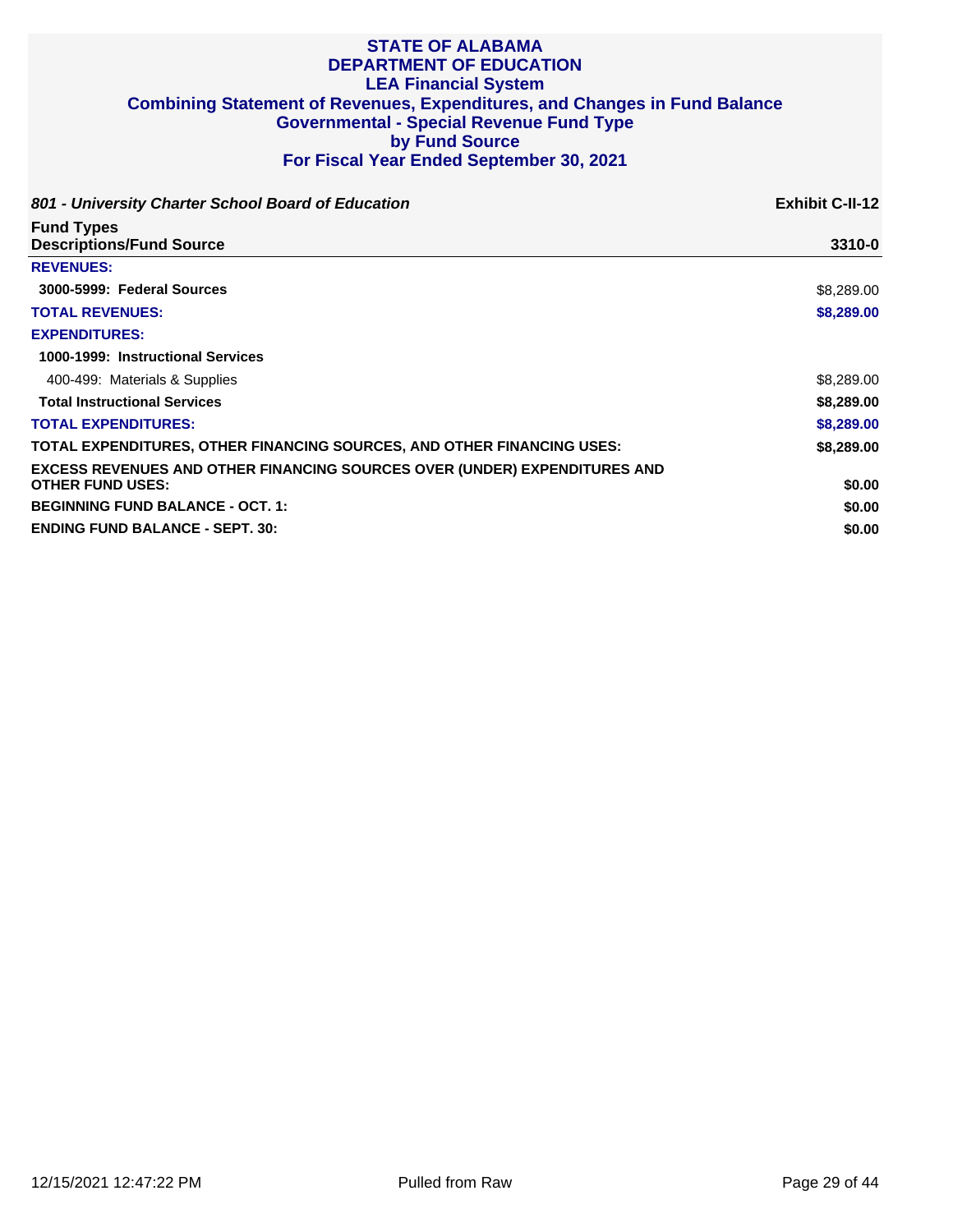# STATE OF ALABAMA
# DEPARTMENT OF EDUCATION
## LEA Financial System
## Combining Statement of Revenues, Expenditures, and Changes in Fund Balance
## Governmental - Special Revenue Fund Type
## by Fund Source
## For Fiscal Year Ended September 30, 2021

***801 - University Charter School Board of Education*** **Exhibit C-II-12**

| Fund Types<br>Descriptions/Fund Source | 3310-0 |
|---|---|
| **REVENUES:** | |
| **3000-5999: Federal Sources** | $8,289.00 |
| **TOTAL REVENUES:** | **$8,289.00** |
| **EXPENDITURES:** | |
| **1000-1999: Instructional Services** | |
| 400-499: Materials & Supplies | $8,289.00 |
| **Total Instructional Services** | **$8,289.00** |
| **TOTAL EXPENDITURES:** | **$8,289.00** |
| **TOTAL EXPENDITURES, OTHER FINANCING SOURCES, AND OTHER FINANCING USES:** | **$8,289.00** |
| **EXCESS REVENUES AND OTHER FINANCING SOURCES OVER (UNDER) EXPENDITURES AND OTHER FUND USES:** | **$0.00** |
| **BEGINNING FUND BALANCE - OCT. 1:** | **$0.00** |
| **ENDING FUND BALANCE - SEPT. 30:** | **$0.00** |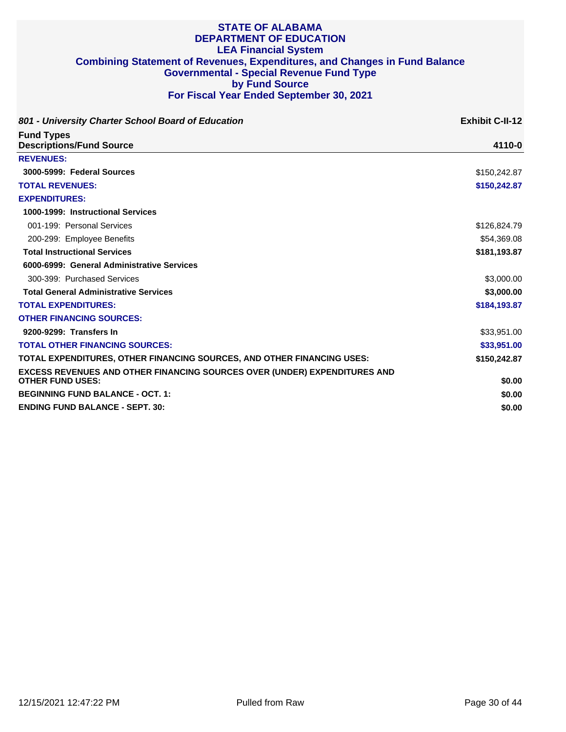# STATE OF ALABAMA
# DEPARTMENT OF EDUCATION
## LEA Financial System
## Combining Statement of Revenues, Expenditures, and Changes in Fund Balance
## Governmental - Special Revenue Fund Type
## by Fund Source
## For Fiscal Year Ended September 30, 2021

***801 - University Charter School Board of Education*** **Exhibit C-II-12**

| **Fund Types**<br>**Descriptions/Fund Source** | **4110-0** |
|---|---|
| **REVENUES:** | |
| **3000-5999: Federal Sources** | $150,242.87 |
| **TOTAL REVENUES:** | **$150,242.87** |
| **EXPENDITURES:** | |
| **1000-1999: Instructional Services** | |
| 001-199: Personal Services | $126,824.79 |
| 200-299: Employee Benefits | $54,369.08 |
| **Total Instructional Services** | **$181,193.87** |
| **6000-6999: General Administrative Services** | |
| 300-399: Purchased Services | $3,000.00 |
| **Total General Administrative Services** | **$3,000.00** |
| **TOTAL EXPENDITURES:** | **$184,193.87** |
| **OTHER FINANCING SOURCES:** | |
| **9200-9299: Transfers In** | $33,951.00 |
| **TOTAL OTHER FINANCING SOURCES:** | **$33,951.00** |
| **TOTAL EXPENDITURES, OTHER FINANCING SOURCES, AND OTHER FINANCING USES:** | **$150,242.87** |
| **EXCESS REVENUES AND OTHER FINANCING SOURCES OVER (UNDER) EXPENDITURES AND OTHER FUND USES:** | **$0.00** |
| **BEGINNING FUND BALANCE - OCT. 1:** | **$0.00** |
| **ENDING FUND BALANCE - SEPT. 30:** | **$0.00** |

12/15/2021 12:47:22 PM Pulled from Raw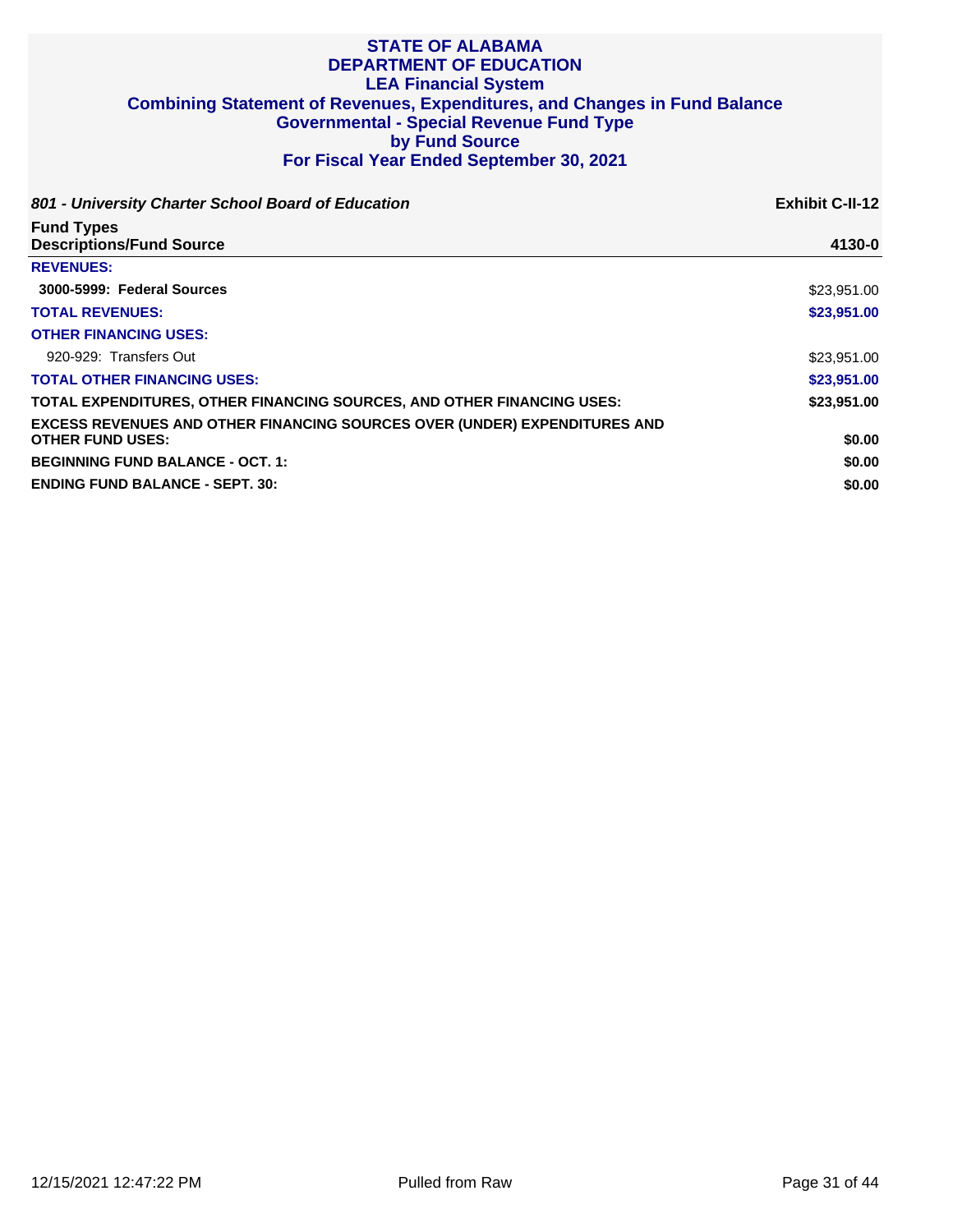# STATE OF ALABAMA
# DEPARTMENT OF EDUCATION
## LEA Financial System
## Combining Statement of Revenues, Expenditures, and Changes in Fund Balance
## Governmental - Special Revenue Fund Type
## by Fund Source
## For Fiscal Year Ended September 30, 2021

***801 - University Charter School Board of Education*** **Exhibit C-II-12**

| Fund Types<br>Descriptions/Fund Source | 4130-0 |
|---|---|
| **REVENUES:** | |
| **3000-5999: Federal Sources** | $23,951.00 |
| **TOTAL REVENUES:** | **$23,951.00** |
| **OTHER FINANCING USES:** | |
| 920-929: Transfers Out | $23,951.00 |
| **TOTAL OTHER FINANCING USES:** | **$23,951.00** |
| **TOTAL EXPENDITURES, OTHER FINANCING SOURCES, AND OTHER FINANCING USES:** | **$23,951.00** |
| **EXCESS REVENUES AND OTHER FINANCING SOURCES OVER (UNDER) EXPENDITURES AND OTHER FUND USES:** | **$0.00** |
| **BEGINNING FUND BALANCE - OCT. 1:** | **$0.00** |
| **ENDING FUND BALANCE - SEPT. 30:** | **$0.00** |

12/15/2021 12:47:22 PM Pulled from Raw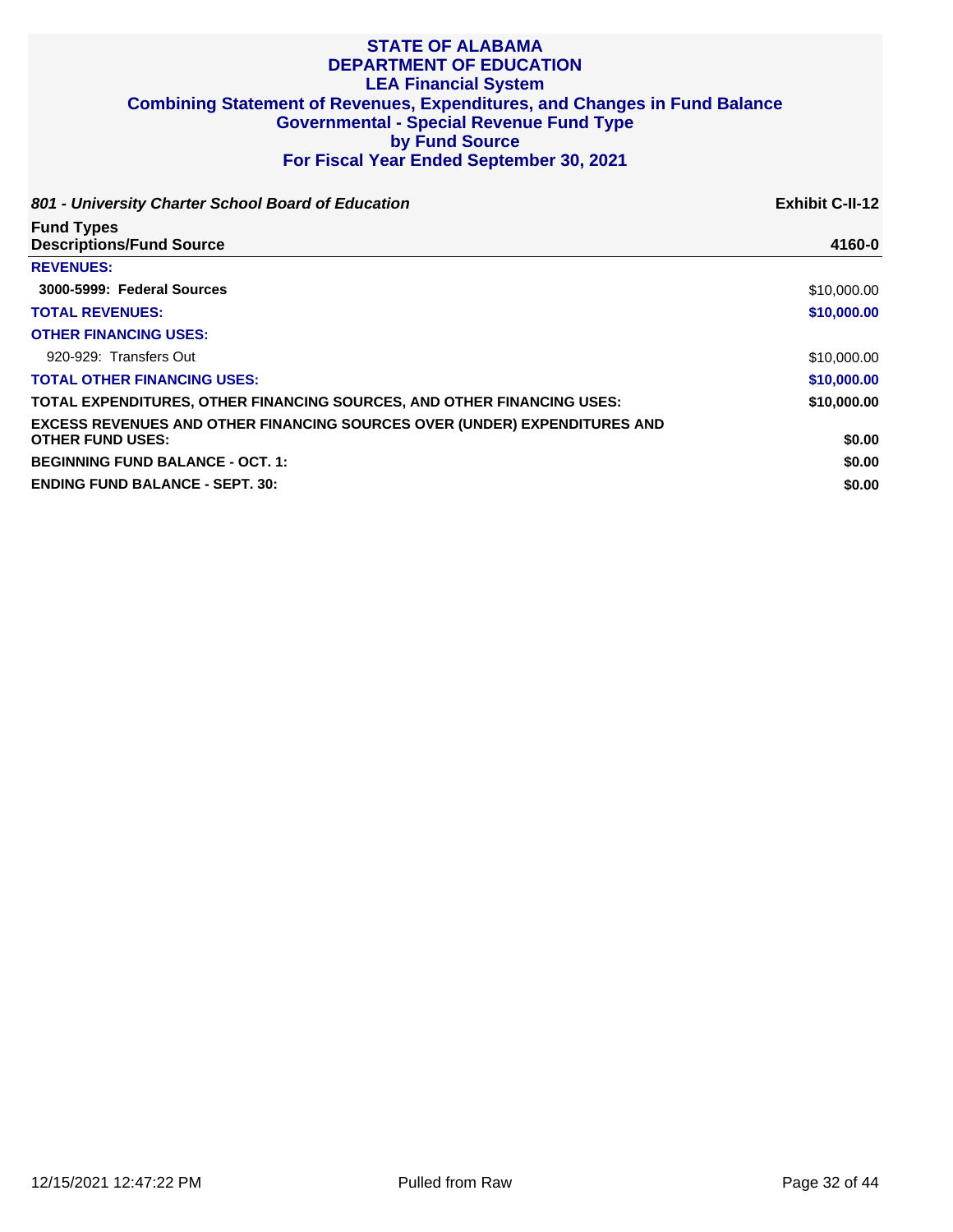# STATE OF ALABAMA
# DEPARTMENT OF EDUCATION
## LEA Financial System
## Combining Statement of Revenues, Expenditures, and Changes in Fund Balance
## Governmental - Special Revenue Fund Type
## by Fund Source
## For Fiscal Year Ended September 30, 2021

***801 - University Charter School Board of Education*** **Exhibit C-II-12**

| Fund Types<br>Descriptions/Fund Source | 4160-0 |
|---|---|
| **REVENUES:** | |
| **3000-5999: Federal Sources** | $10,000.00 |
| **TOTAL REVENUES:** | **$10,000.00** |
| **OTHER FINANCING USES:** | |
| 920-929: Transfers Out | $10,000.00 |
| **TOTAL OTHER FINANCING USES:** | **$10,000.00** |
| **TOTAL EXPENDITURES, OTHER FINANCING SOURCES, AND OTHER FINANCING USES:** | **$10,000.00** |
| **EXCESS REVENUES AND OTHER FINANCING SOURCES OVER (UNDER) EXPENDITURES AND OTHER FUND USES:** | **$0.00** |
| **BEGINNING FUND BALANCE - OCT. 1:** | **$0.00** |
| **ENDING FUND BALANCE - SEPT. 30:** | **$0.00** |

12/15/2021 12:47:22 PM Pulled from Raw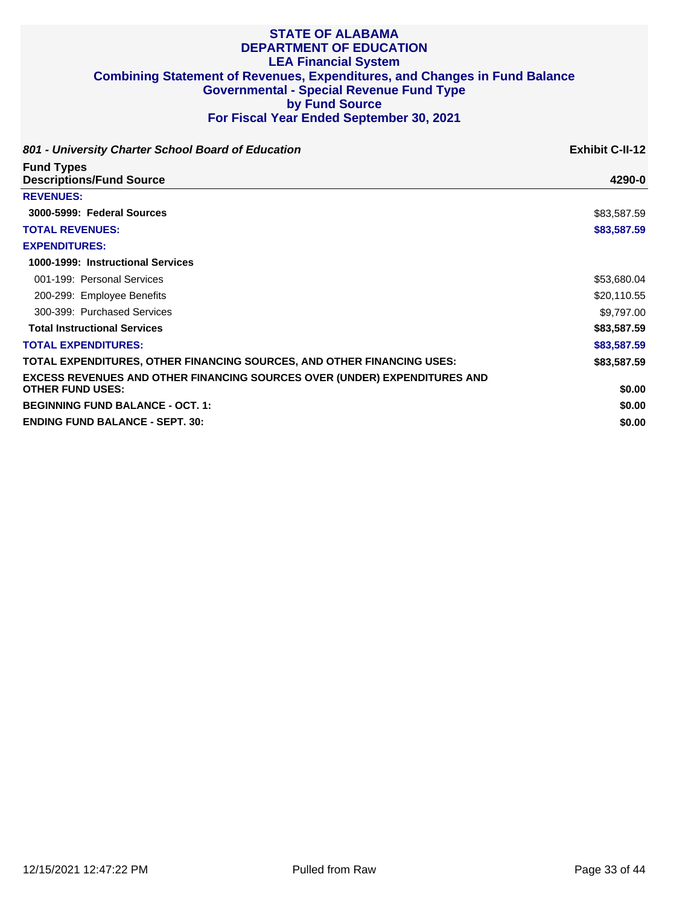# STATE OF ALABAMA
# DEPARTMENT OF EDUCATION
## LEA Financial System
## Combining Statement of Revenues, Expenditures, and Changes in Fund Balance
## Governmental - Special Revenue Fund Type
## by Fund Source
## For Fiscal Year Ended September 30, 2021

***801 - University Charter School Board of Education*** **Exhibit C-II-12**

| **Fund Types Descriptions/Fund Source** | **4290-0** |
|---|---|
| **REVENUES:** | |
| **3000-5999: Federal Sources** | $83,587.59 |
| **TOTAL REVENUES:** | **$83,587.59** |
| **EXPENDITURES:** | |
| **1000-1999: Instructional Services** | |
| 001-199: Personal Services | $53,680.04 |
| 200-299: Employee Benefits | $20,110.55 |
| 300-399: Purchased Services | $9,797.00 |
| **Total Instructional Services** | **$83,587.59** |
| **TOTAL EXPENDITURES:** | **$83,587.59** |
| **TOTAL EXPENDITURES, OTHER FINANCING SOURCES, AND OTHER FINANCING USES:** | **$83,587.59** |
| **EXCESS REVENUES AND OTHER FINANCING SOURCES OVER (UNDER) EXPENDITURES AND OTHER FUND USES:** | **$0.00** |
| **BEGINNING FUND BALANCE - OCT. 1:** | **$0.00** |
| **ENDING FUND BALANCE - SEPT. 30:** | **$0.00** |

12/15/2021 12:47:22 PM Pulled from Raw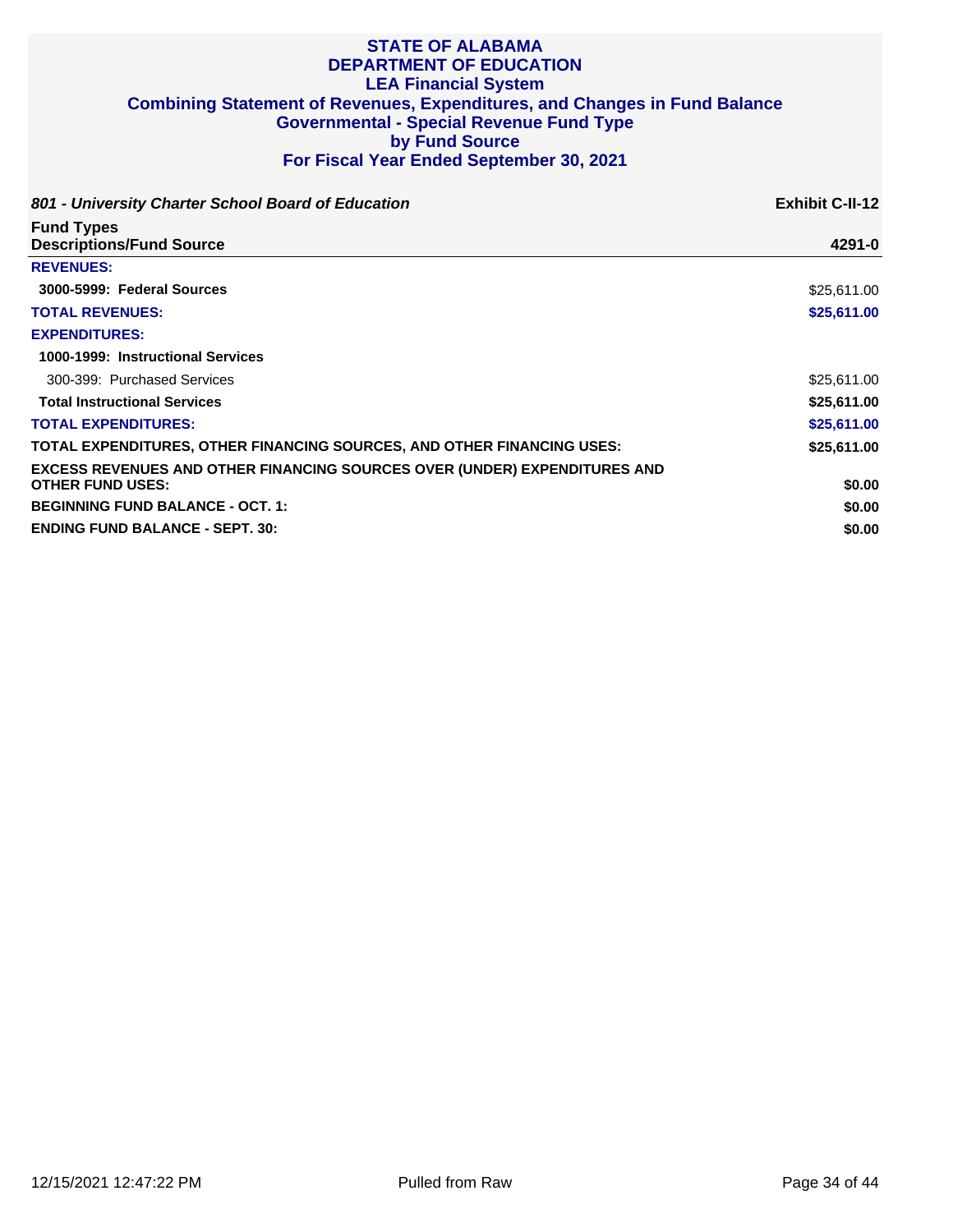# STATE OF ALABAMA
# DEPARTMENT OF EDUCATION
## LEA Financial System
## Combining Statement of Revenues, Expenditures, and Changes in Fund Balance
## Governmental - Special Revenue Fund Type
## by Fund Source
## For Fiscal Year Ended September 30, 2021

***801 - University Charter School Board of Education*** **Exhibit C-II-12**

| Fund Types<br>Descriptions/Fund Source | 4291-0 |
|---|---|
| **REVENUES:** | |
| **3000-5999: Federal Sources** | $25,611.00 |
| **TOTAL REVENUES:** | **$25,611.00** |
| **EXPENDITURES:** | |
| **1000-1999: Instructional Services** | |
| 300-399: Purchased Services | $25,611.00 |
| **Total Instructional Services** | **$25,611.00** |
| **TOTAL EXPENDITURES:** | **$25,611.00** |
| **TOTAL EXPENDITURES, OTHER FINANCING SOURCES, AND OTHER FINANCING USES:** | **$25,611.00** |
| **EXCESS REVENUES AND OTHER FINANCING SOURCES OVER (UNDER) EXPENDITURES AND OTHER FUND USES:** | **$0.00** |
| **BEGINNING FUND BALANCE - OCT. 1:** | **$0.00** |
| **ENDING FUND BALANCE - SEPT. 30:** | **$0.00** |

12/15/2021 12:47:22 PM Pulled from Raw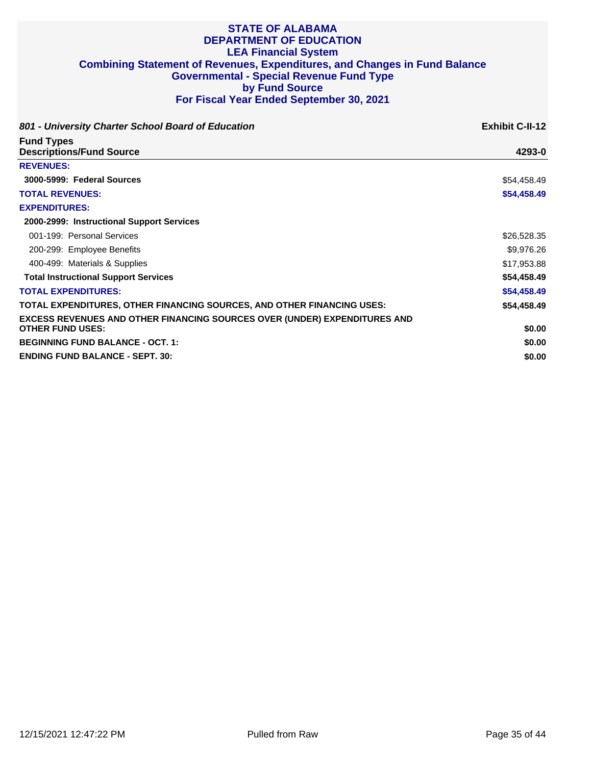# STATE OF ALABAMA
# DEPARTMENT OF EDUCATION
## LEA Financial System
## Combining Statement of Revenues, Expenditures, and Changes in Fund Balance
## Governmental - Special Revenue Fund Type
## by Fund Source
## For Fiscal Year Ended September 30, 2021

***801 - University Charter School Board of Education*** **Exhibit C-II-12**

| Fund Types<br>Descriptions/Fund Source | 4293-0 |
|---|---|
| **REVENUES:** | |
| **3000-5999: Federal Sources** | $54,458.49 |
| **TOTAL REVENUES:** | **$54,458.49** |
| **EXPENDITURES:** | |
| **2000-2999: Instructional Support Services** | |
| 001-199: Personal Services | $26,528.35 |
| 200-299: Employee Benefits | $9,976.26 |
| 400-499: Materials & Supplies | $17,953.88 |
| **Total Instructional Support Services** | **$54,458.49** |
| **TOTAL EXPENDITURES:** | **$54,458.49** |
| **TOTAL EXPENDITURES, OTHER FINANCING SOURCES, AND OTHER FINANCING USES:** | **$54,458.49** |
| **EXCESS REVENUES AND OTHER FINANCING SOURCES OVER (UNDER) EXPENDITURES AND OTHER FUND USES:** | **$0.00** |
| **BEGINNING FUND BALANCE - OCT. 1:** | **$0.00** |
| **ENDING FUND BALANCE - SEPT. 30:** | **$0.00** |

12/15/2021 12:47:22 PM Pulled from Raw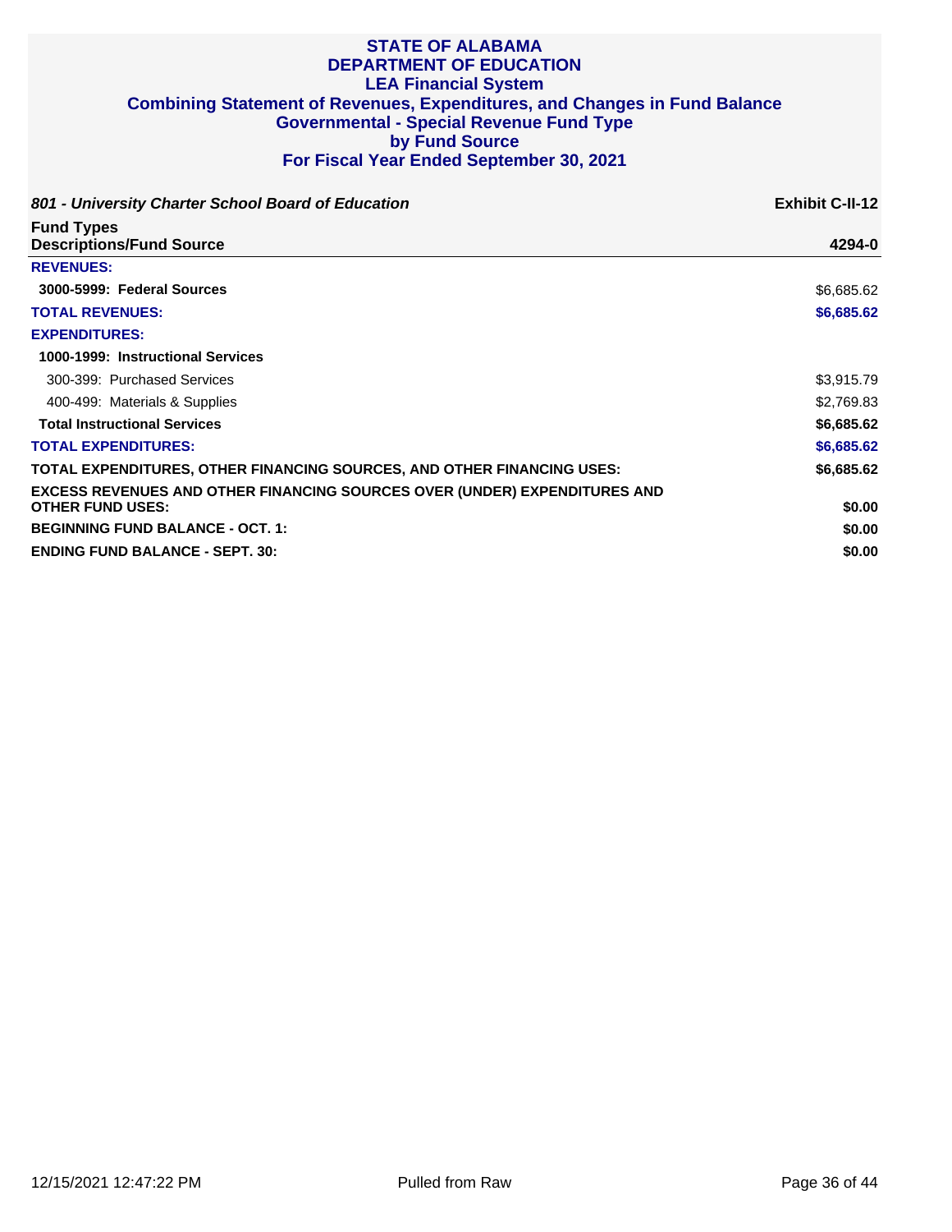# STATE OF ALABAMA
## DEPARTMENT OF EDUCATION
## LEA Financial System
## Combining Statement of Revenues, Expenditures, and Changes in Fund Balance
## Governmental - Special Revenue Fund Type
## by Fund Source
## For Fiscal Year Ended September 30, 2021

*801 - University Charter School Board of Education* — **Exhibit C-II-12**

| Fund Types Descriptions/Fund Source | 4294-0 |
|---|---|
| **REVENUES:** | |
| **3000-5999: Federal Sources** | $6,685.62 |
| **TOTAL REVENUES:** | **$6,685.62** |
| **EXPENDITURES:** | |
| **1000-1999: Instructional Services** | |
| 300-399: Purchased Services | $3,915.79 |
| 400-499: Materials & Supplies | $2,769.83 |
| **Total Instructional Services** | **$6,685.62** |
| **TOTAL EXPENDITURES:** | **$6,685.62** |
| **TOTAL EXPENDITURES, OTHER FINANCING SOURCES, AND OTHER FINANCING USES:** | **$6,685.62** |
| **EXCESS REVENUES AND OTHER FINANCING SOURCES OVER (UNDER) EXPENDITURES AND OTHER FUND USES:** | **$0.00** |
| **BEGINNING FUND BALANCE - OCT. 1:** | **$0.00** |
| **ENDING FUND BALANCE - SEPT. 30:** | **$0.00** |

12/15/2021 12:47:22 PM — Pulled from Raw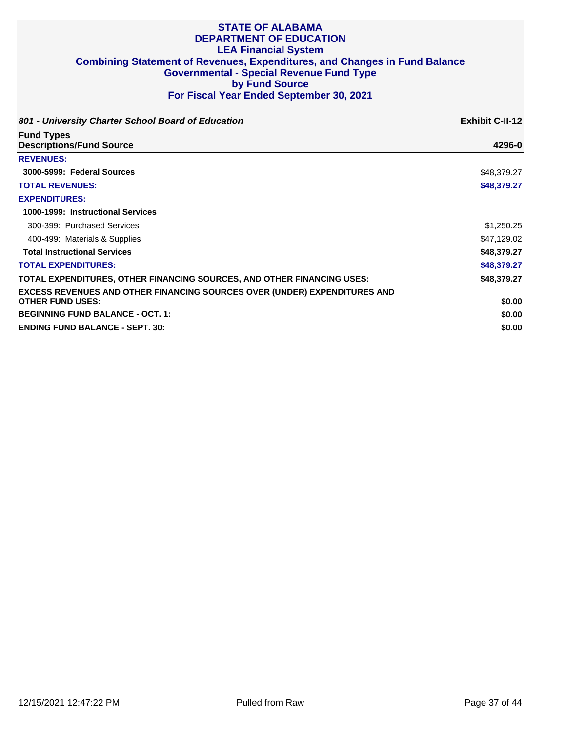# STATE OF ALABAMA
# DEPARTMENT OF EDUCATION
## LEA Financial System
## Combining Statement of Revenues, Expenditures, and Changes in Fund Balance
## Governmental - Special Revenue Fund Type
## by Fund Source
## For Fiscal Year Ended September 30, 2021

***801 - University Charter School Board of Education*** **Exhibit C-II-12**

| Fund Types<br>Descriptions/Fund Source | 4296-0 |
|---|---|
| **REVENUES:** | |
| **3000-5999: Federal Sources** | $48,379.27 |
| **TOTAL REVENUES:** | **$48,379.27** |
| **EXPENDITURES:** | |
| **1000-1999: Instructional Services** | |
| 300-399: Purchased Services | $1,250.25 |
| 400-499: Materials & Supplies | $47,129.02 |
| **Total Instructional Services** | **$48,379.27** |
| **TOTAL EXPENDITURES:** | **$48,379.27** |
| **TOTAL EXPENDITURES, OTHER FINANCING SOURCES, AND OTHER FINANCING USES:** | **$48,379.27** |
| **EXCESS REVENUES AND OTHER FINANCING SOURCES OVER (UNDER) EXPENDITURES AND OTHER FUND USES:** | **$0.00** |
| **BEGINNING FUND BALANCE - OCT. 1:** | **$0.00** |
| **ENDING FUND BALANCE - SEPT. 30:** | **$0.00** |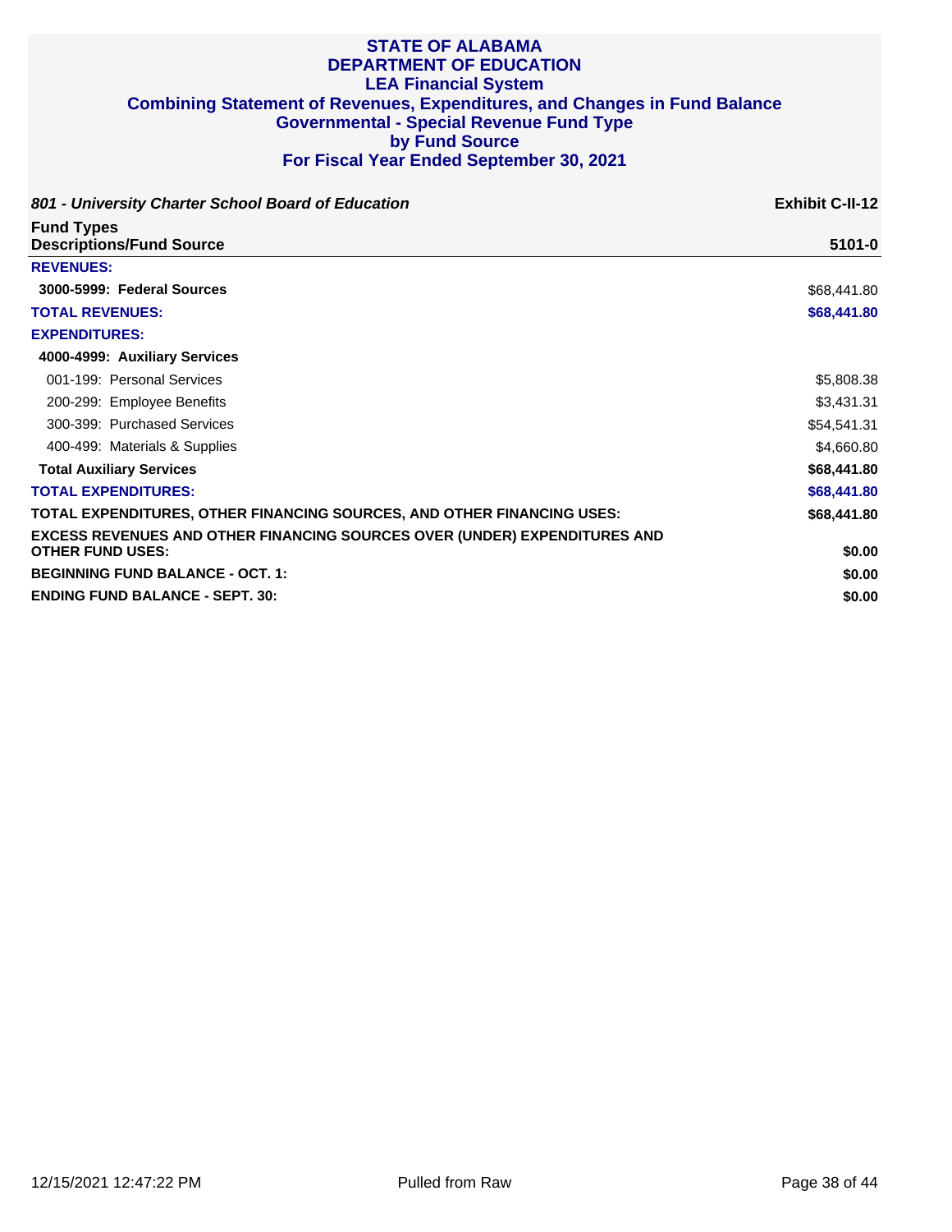# STATE OF ALABAMA
# DEPARTMENT OF EDUCATION
## LEA Financial System
## Combining Statement of Revenues, Expenditures, and Changes in Fund Balance
## Governmental - Special Revenue Fund Type
## by Fund Source
## For Fiscal Year Ended September 30, 2021

***801 - University Charter School Board of Education*** **Exhibit C-II-12**

| Fund Types<br>Descriptions/Fund Source | 5101-0 |
|---|---|
| **REVENUES:** | |
| **3000-5999: Federal Sources** | $68,441.80 |
| **TOTAL REVENUES:** | **$68,441.80** |
| **EXPENDITURES:** | |
| **4000-4999: Auxiliary Services** | |
| 001-199: Personal Services | $5,808.38 |
| 200-299: Employee Benefits | $3,431.31 |
| 300-399: Purchased Services | $54,541.31 |
| 400-499: Materials & Supplies | $4,660.80 |
| **Total Auxiliary Services** | **$68,441.80** |
| **TOTAL EXPENDITURES:** | **$68,441.80** |
| **TOTAL EXPENDITURES, OTHER FINANCING SOURCES, AND OTHER FINANCING USES:** | **$68,441.80** |
| **EXCESS REVENUES AND OTHER FINANCING SOURCES OVER (UNDER) EXPENDITURES AND OTHER FUND USES:** | **$0.00** |
| **BEGINNING FUND BALANCE - OCT. 1:** | **$0.00** |
| **ENDING FUND BALANCE - SEPT. 30:** | **$0.00** |

12/15/2021 12:47:22 PM Pulled from Raw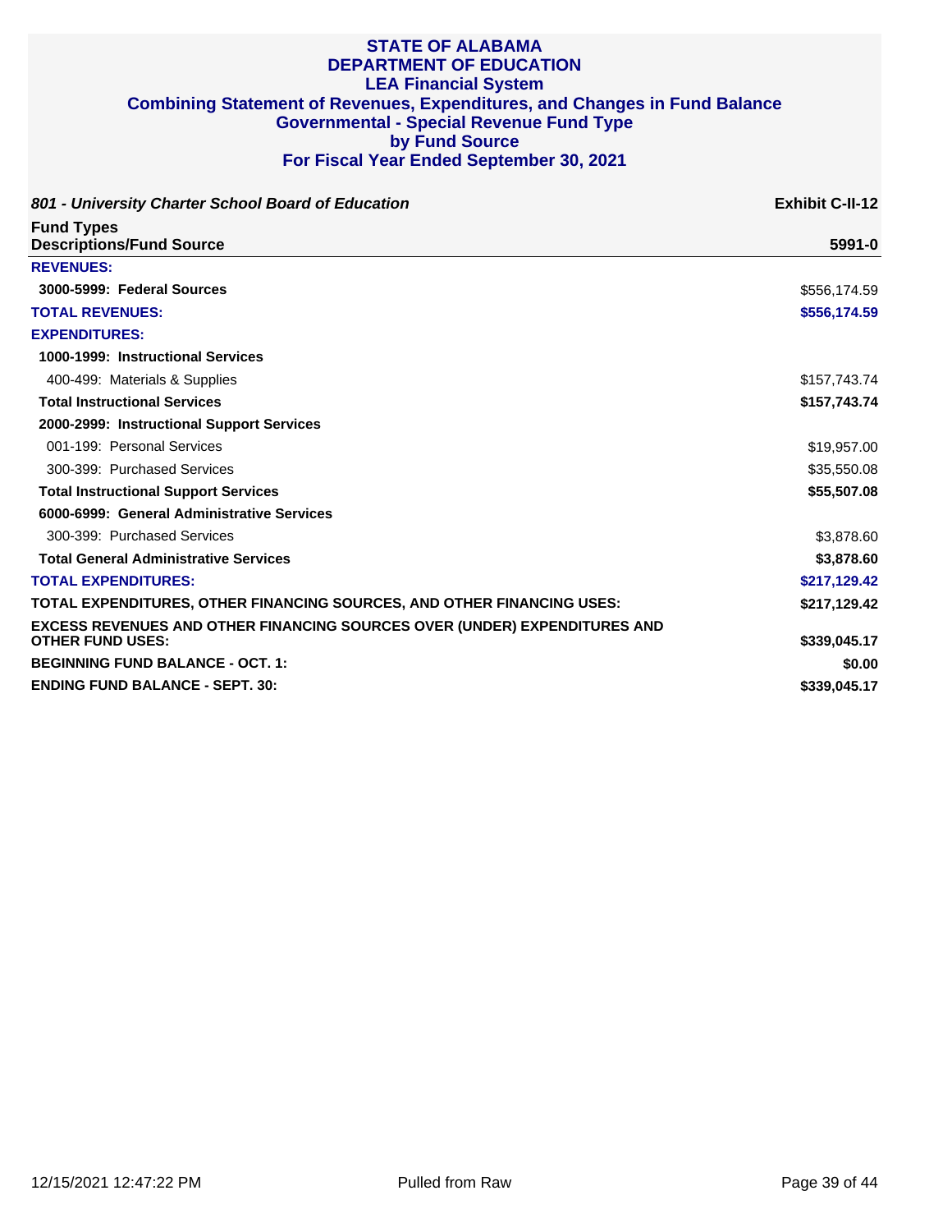# STATE OF ALABAMA
# DEPARTMENT OF EDUCATION
## LEA Financial System
## Combining Statement of Revenues, Expenditures, and Changes in Fund Balance
## Governmental - Special Revenue Fund Type
## by Fund Source
## For Fiscal Year Ended September 30, 2021

***801 - University Charter School Board of Education*** **Exhibit C-II-12**

| Fund Types<br>Descriptions/Fund Source | 5991-0 |
|---|---|
| **REVENUES:** | |
| **3000-5999: Federal Sources** | $556,174.59 |
| **TOTAL REVENUES:** | **$556,174.59** |
| **EXPENDITURES:** | |
| **1000-1999: Instructional Services** | |
| 400-499: Materials & Supplies | $157,743.74 |
| **Total Instructional Services** | **$157,743.74** |
| **2000-2999: Instructional Support Services** | |
| 001-199: Personal Services | $19,957.00 |
| 300-399: Purchased Services | $35,550.08 |
| **Total Instructional Support Services** | **$55,507.08** |
| **6000-6999: General Administrative Services** | |
| 300-399: Purchased Services | $3,878.60 |
| **Total General Administrative Services** | **$3,878.60** |
| **TOTAL EXPENDITURES:** | **$217,129.42** |
| **TOTAL EXPENDITURES, OTHER FINANCING SOURCES, AND OTHER FINANCING USES:** | **$217,129.42** |
| **EXCESS REVENUES AND OTHER FINANCING SOURCES OVER (UNDER) EXPENDITURES AND OTHER FUND USES:** | **$339,045.17** |
| **BEGINNING FUND BALANCE - OCT. 1:** | **$0.00** |
| **ENDING FUND BALANCE - SEPT. 30:** | **$339,045.17** |

12/15/2021 12:47:22 PM Pulled from Raw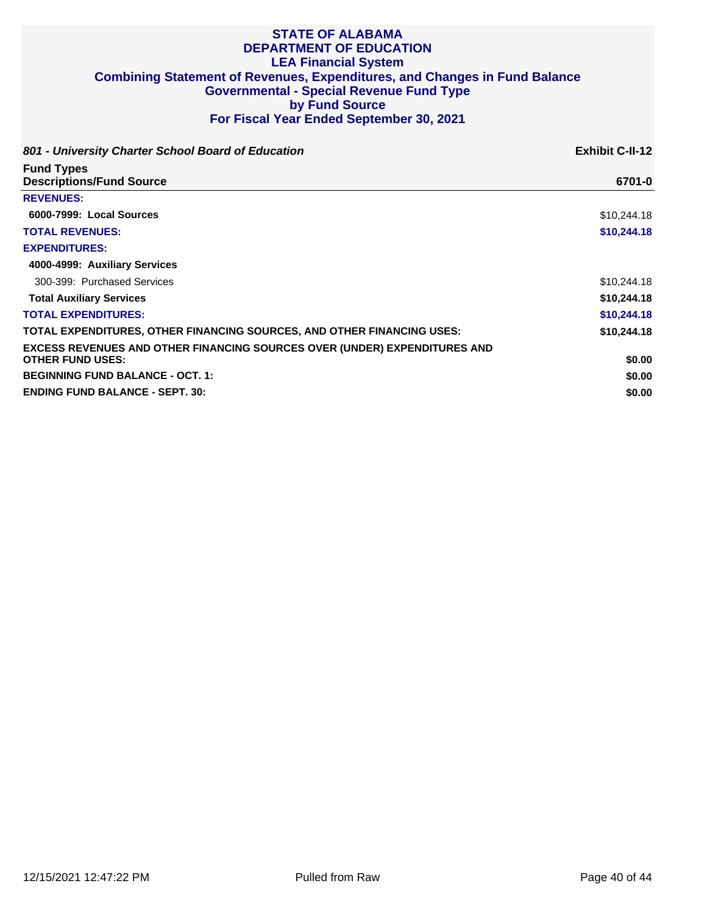# STATE OF ALABAMA
# DEPARTMENT OF EDUCATION
## LEA Financial System
## Combining Statement of Revenues, Expenditures, and Changes in Fund Balance
## Governmental - Special Revenue Fund Type
## by Fund Source
## For Fiscal Year Ended September 30, 2021

***801 - University Charter School Board of Education*** **Exhibit C-II-12**

| Fund Types<br>Descriptions/Fund Source | 6701-0 |
|---|---|
| **REVENUES:** | |
| **6000-7999: Local Sources** | $10,244.18 |
| **TOTAL REVENUES:** | **$10,244.18** |
| **EXPENDITURES:** | |
| **4000-4999: Auxiliary Services** | |
| 300-399: Purchased Services | $10,244.18 |
| **Total Auxiliary Services** | **$10,244.18** |
| **TOTAL EXPENDITURES:** | **$10,244.18** |
| **TOTAL EXPENDITURES, OTHER FINANCING SOURCES, AND OTHER FINANCING USES:** | **$10,244.18** |
| **EXCESS REVENUES AND OTHER FINANCING SOURCES OVER (UNDER) EXPENDITURES AND OTHER FUND USES:** | **$0.00** |
| **BEGINNING FUND BALANCE - OCT. 1:** | **$0.00** |
| **ENDING FUND BALANCE - SEPT. 30:** | **$0.00** |

12/15/2021 12:47:22 PM Pulled from Raw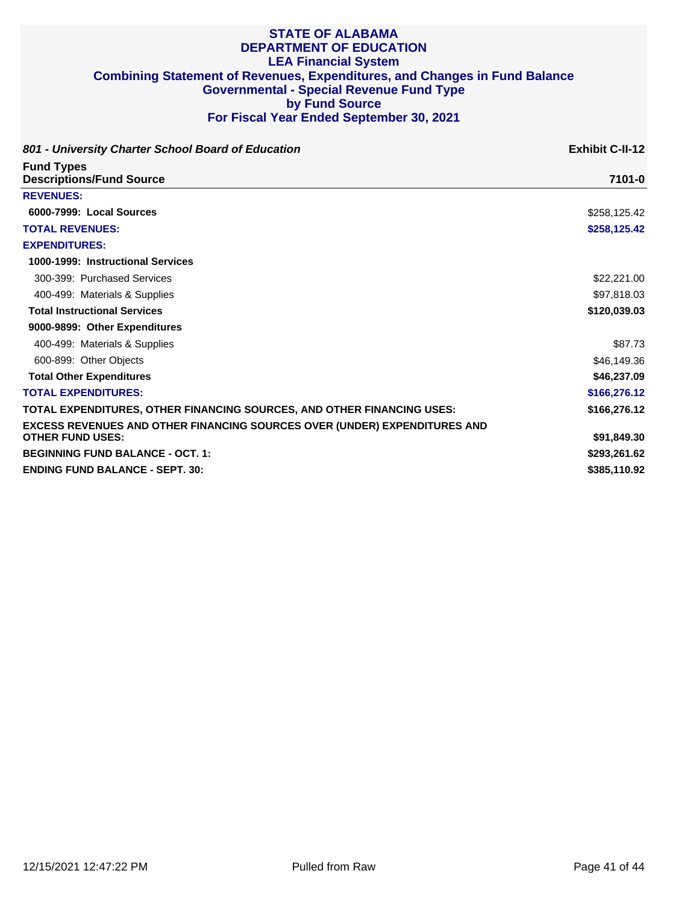# STATE OF ALABAMA
# DEPARTMENT OF EDUCATION
## LEA Financial System
## Combining Statement of Revenues, Expenditures, and Changes in Fund Balance
## Governmental - Special Revenue Fund Type
## by Fund Source
## For Fiscal Year Ended September 30, 2021

***801 - University Charter School Board of Education*** **Exhibit C-II-12**

| **Fund Types Descriptions/Fund Source** | **7101-0** |
|---|---|
| **REVENUES:** | |
| **6000-7999: Local Sources** | $258,125.42 |
| **TOTAL REVENUES:** | **$258,125.42** |
| **EXPENDITURES:** | |
| **1000-1999: Instructional Services** | |
| 300-399: Purchased Services | $22,221.00 |
| 400-499: Materials & Supplies | $97,818.03 |
| **Total Instructional Services** | **$120,039.03** |
| **9000-9899: Other Expenditures** | |
| 400-499: Materials & Supplies | $87.73 |
| 600-899: Other Objects | $46,149.36 |
| **Total Other Expenditures** | **$46,237.09** |
| **TOTAL EXPENDITURES:** | **$166,276.12** |
| **TOTAL EXPENDITURES, OTHER FINANCING SOURCES, AND OTHER FINANCING USES:** | **$166,276.12** |
| **EXCESS REVENUES AND OTHER FINANCING SOURCES OVER (UNDER) EXPENDITURES AND OTHER FUND USES:** | **$91,849.30** |
| **BEGINNING FUND BALANCE - OCT. 1:** | **$293,261.62** |
| **ENDING FUND BALANCE - SEPT. 30:** | **$385,110.92** |

12/15/2021 12:47:22 PM Pulled from Raw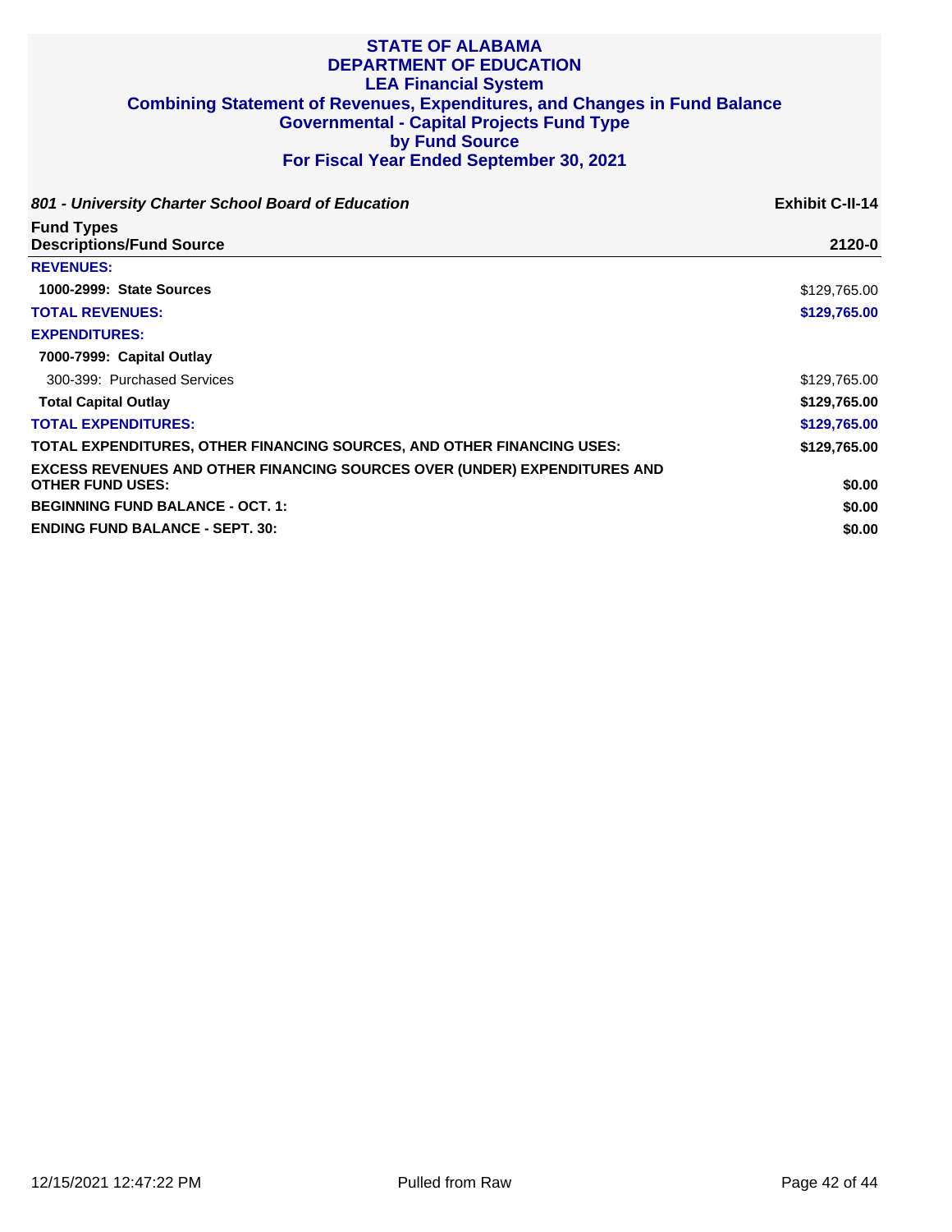# STATE OF ALABAMA
# DEPARTMENT OF EDUCATION
## LEA Financial System
## Combining Statement of Revenues, Expenditures, and Changes in Fund Balance
## Governmental - Capital Projects Fund Type
## by Fund Source
## For Fiscal Year Ended September 30, 2021

***801 - University Charter School Board of Education*** **Exhibit C-II-14**

| Fund Types<br>Descriptions/Fund Source | 2120-0 |
|---|---|
| **REVENUES:** | |
| **1000-2999: State Sources** | $129,765.00 |
| **TOTAL REVENUES:** | **$129,765.00** |
| **EXPENDITURES:** | |
| **7000-7999: Capital Outlay** | |
| 300-399: Purchased Services | $129,765.00 |
| **Total Capital Outlay** | **$129,765.00** |
| **TOTAL EXPENDITURES:** | **$129,765.00** |
| **TOTAL EXPENDITURES, OTHER FINANCING SOURCES, AND OTHER FINANCING USES:** | **$129,765.00** |
| **EXCESS REVENUES AND OTHER FINANCING SOURCES OVER (UNDER) EXPENDITURES AND OTHER FUND USES:** | **$0.00** |
| **BEGINNING FUND BALANCE - OCT. 1:** | **$0.00** |
| **ENDING FUND BALANCE - SEPT. 30:** | **$0.00** |

12/15/2021 12:47:22 PM Pulled from Raw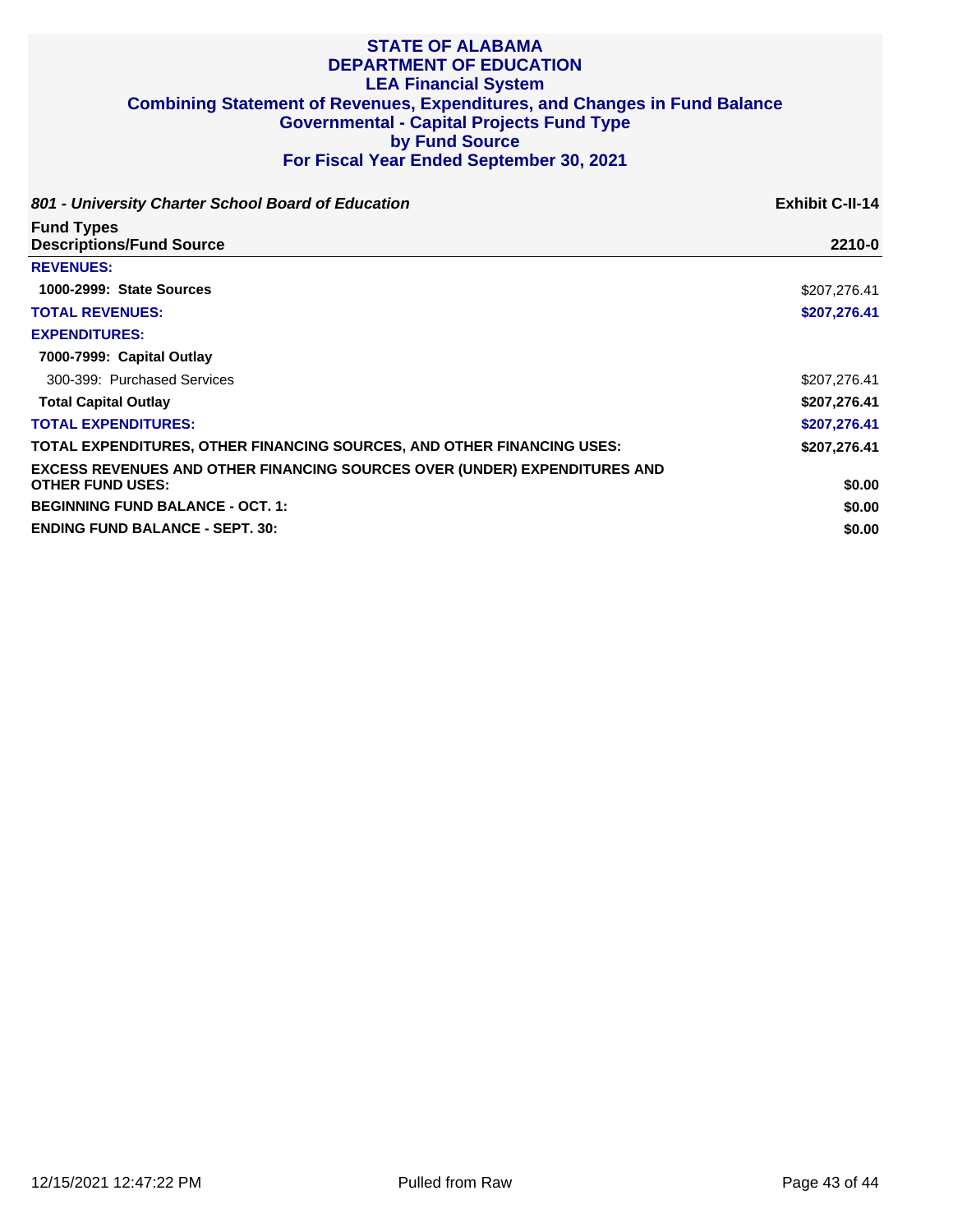# STATE OF ALABAMA
# DEPARTMENT OF EDUCATION
## LEA Financial System
## Combining Statement of Revenues, Expenditures, and Changes in Fund Balance
## Governmental - Capital Projects Fund Type
## by Fund Source
## For Fiscal Year Ended September 30, 2021

***801 - University Charter School Board of Education*** **Exhibit C-II-14**

| **Fund Types**<br>**Descriptions/Fund Source** | **2210-0** |
|---|---|
| **REVENUES:** | |
| **1000-2999: State Sources** | $207,276.41 |
| **TOTAL REVENUES:** | **$207,276.41** |
| **EXPENDITURES:** | |
| **7000-7999: Capital Outlay** | |
| 300-399: Purchased Services | $207,276.41 |
| **Total Capital Outlay** | **$207,276.41** |
| **TOTAL EXPENDITURES:** | **$207,276.41** |
| **TOTAL EXPENDITURES, OTHER FINANCING SOURCES, AND OTHER FINANCING USES:** | **$207,276.41** |
| **EXCESS REVENUES AND OTHER FINANCING SOURCES OVER (UNDER) EXPENDITURES AND OTHER FUND USES:** | **$0.00** |
| **BEGINNING FUND BALANCE - OCT. 1:** | **$0.00** |
| **ENDING FUND BALANCE - SEPT. 30:** | **$0.00** |

12/15/2021 12:47:22 PM Pulled from Raw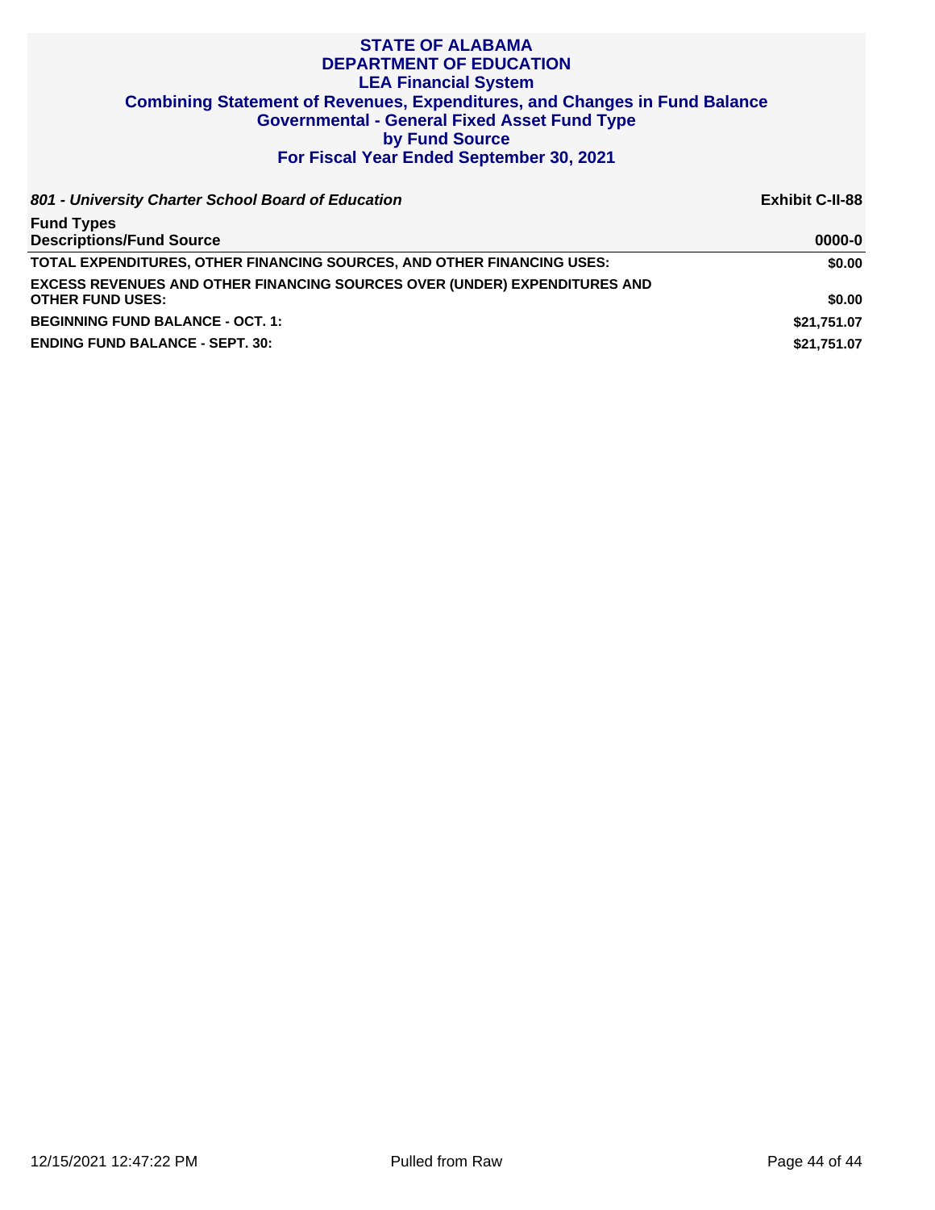# STATE OF ALABAMA
## DEPARTMENT OF EDUCATION
## LEA Financial System
## Combining Statement of Revenues, Expenditures, and Changes in Fund Balance
## Governmental - General Fixed Asset Fund Type
## by Fund Source
## For Fiscal Year Ended September 30, 2021

***801 - University Charter School Board of Education*** **Exhibit C-II-88**

| **Fund Types**<br>**Descriptions/Fund Source** | **0000-0** |
|---|---|
| **TOTAL EXPENDITURES, OTHER FINANCING SOURCES, AND OTHER FINANCING USES:** | **$0.00** |
| **EXCESS REVENUES AND OTHER FINANCING SOURCES OVER (UNDER) EXPENDITURES AND OTHER FUND USES:** | **$0.00** |
| **BEGINNING FUND BALANCE - OCT. 1:** | **$21,751.07** |
| **ENDING FUND BALANCE - SEPT. 30:** | **$21,751.07** |

12/15/2021 12:47:22 PM Pulled from Raw